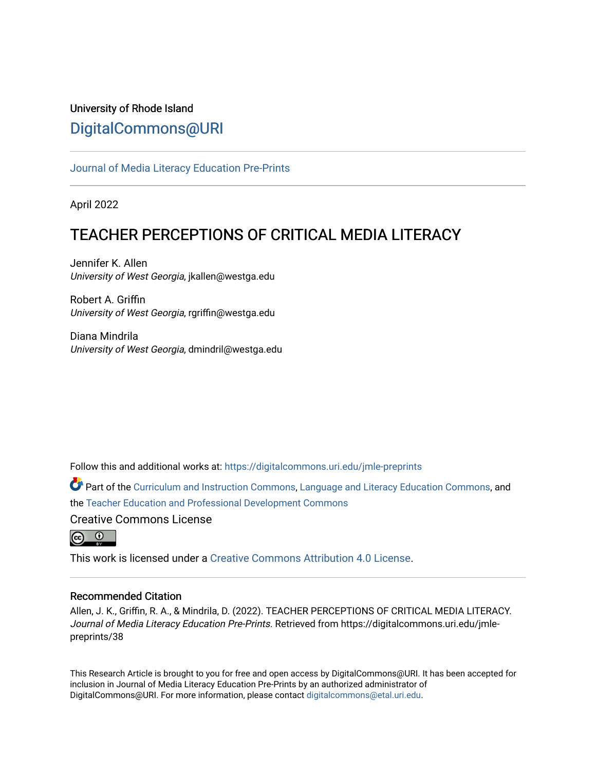University of Rhode Island

DigitalCommons@URI

Journal of Media Literacy Education Pre-Prints

April 2022

# TEACHER PERCEPTIONS OF CRITICAL MEDIA LITERACY

Jennifer K. Allen
*University of West Georgia*, jkallen@westga.edu

Robert A. Griffin
*University of West Georgia*, rgriffin@westga.edu

Diana Mindrila
*University of West Georgia*, dmindril@westga.edu

Follow this and additional works at: https://digitalcommons.uri.edu/jmle-preprints

Part of the Curriculum and Instruction Commons, Language and Literacy Education Commons, and the Teacher Education and Professional Development Commons

Creative Commons License

This work is licensed under a Creative Commons Attribution 4.0 License.

## Recommended Citation

Allen, J. K., Griffin, R. A., & Mindrila, D. (2022). TEACHER PERCEPTIONS OF CRITICAL MEDIA LITERACY. *Journal of Media Literacy Education Pre-Prints.* Retrieved from https://digitalcommons.uri.edu/jmle-preprints/38

This Research Article is brought to you for free and open access by DigitalCommons@URI. It has been accepted for inclusion in Journal of Media Literacy Education Pre-Prints by an authorized administrator of DigitalCommons@URI. For more information, please contact digitalcommons@etal.uri.edu.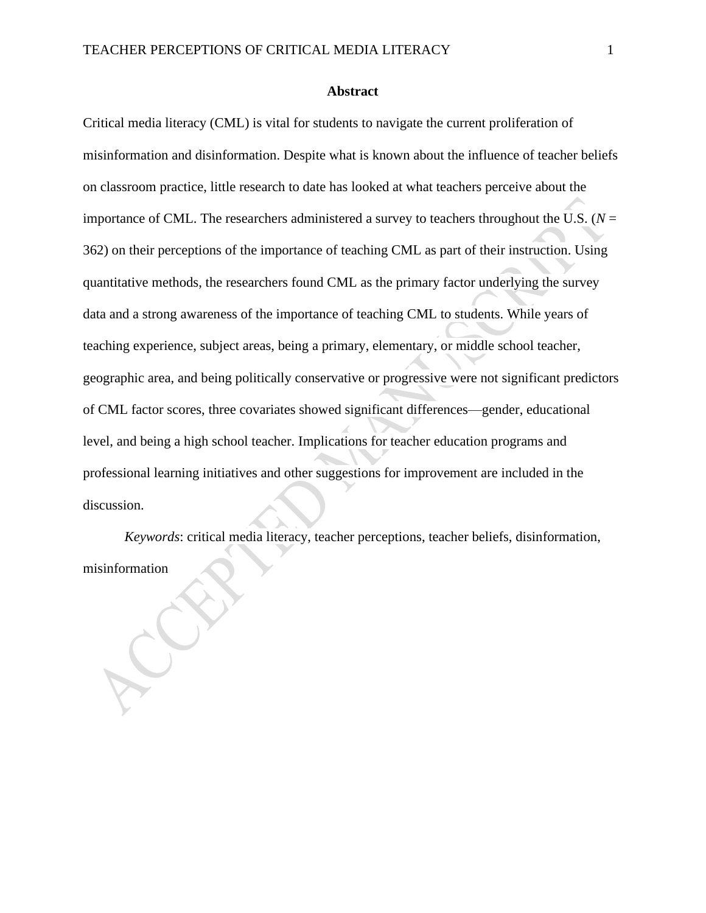## Abstract

Critical media literacy (CML) is vital for students to navigate the current proliferation of misinformation and disinformation. Despite what is known about the influence of teacher beliefs on classroom practice, little research to date has looked at what teachers perceive about the importance of CML. The researchers administered a survey to teachers throughout the U.S. ($N$ = 362) on their perceptions of the importance of teaching CML as part of their instruction. Using quantitative methods, the researchers found CML as the primary factor underlying the survey data and a strong awareness of the importance of teaching CML to students. While years of teaching experience, subject areas, being a primary, elementary, or middle school teacher, geographic area, and being politically conservative or progressive were not significant predictors of CML factor scores, three covariates showed significant differences—gender, educational level, and being a high school teacher. Implications for teacher education programs and professional learning initiatives and other suggestions for improvement are included in the discussion.

*Keywords*: critical media literacy, teacher perceptions, teacher beliefs, disinformation, misinformation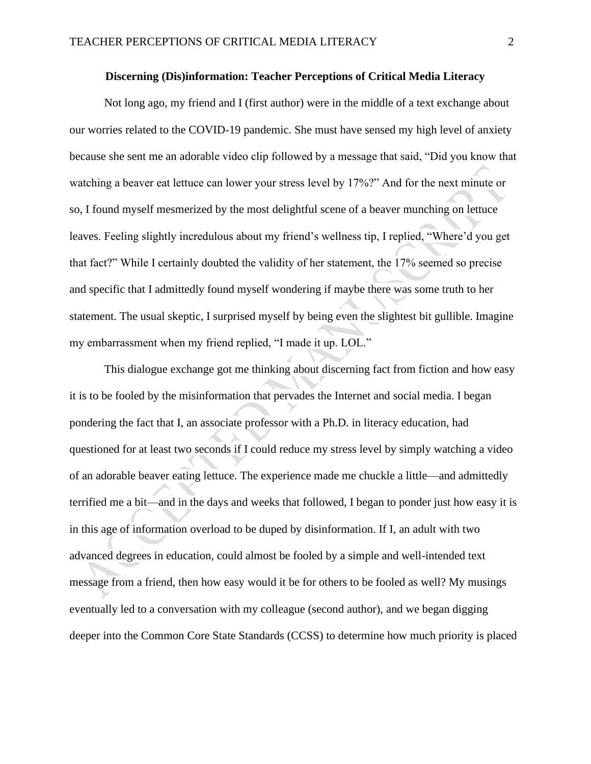**Discerning (Dis)information: Teacher Perceptions of Critical Media Literacy**

Not long ago, my friend and I (first author) were in the middle of a text exchange about our worries related to the COVID-19 pandemic. She must have sensed my high level of anxiety because she sent me an adorable video clip followed by a message that said, "Did you know that watching a beaver eat lettuce can lower your stress level by 17%?" And for the next minute or so, I found myself mesmerized by the most delightful scene of a beaver munching on lettuce leaves. Feeling slightly incredulous about my friend's wellness tip, I replied, "Where'd you get that fact?" While I certainly doubted the validity of her statement, the 17% seemed so precise and specific that I admittedly found myself wondering if maybe there was some truth to her statement. The usual skeptic, I surprised myself by being even the slightest bit gullible. Imagine my embarrassment when my friend replied, "I made it up. LOL."

This dialogue exchange got me thinking about discerning fact from fiction and how easy it is to be fooled by the misinformation that pervades the Internet and social media. I began pondering the fact that I, an associate professor with a Ph.D. in literacy education, had questioned for at least two seconds if I could reduce my stress level by simply watching a video of an adorable beaver eating lettuce. The experience made me chuckle a little—and admittedly terrified me a bit—and in the days and weeks that followed, I began to ponder just how easy it is in this age of information overload to be duped by disinformation. If I, an adult with two advanced degrees in education, could almost be fooled by a simple and well-intended text message from a friend, then how easy would it be for others to be fooled as well? My musings eventually led to a conversation with my colleague (second author), and we began digging deeper into the Common Core State Standards (CCSS) to determine how much priority is placed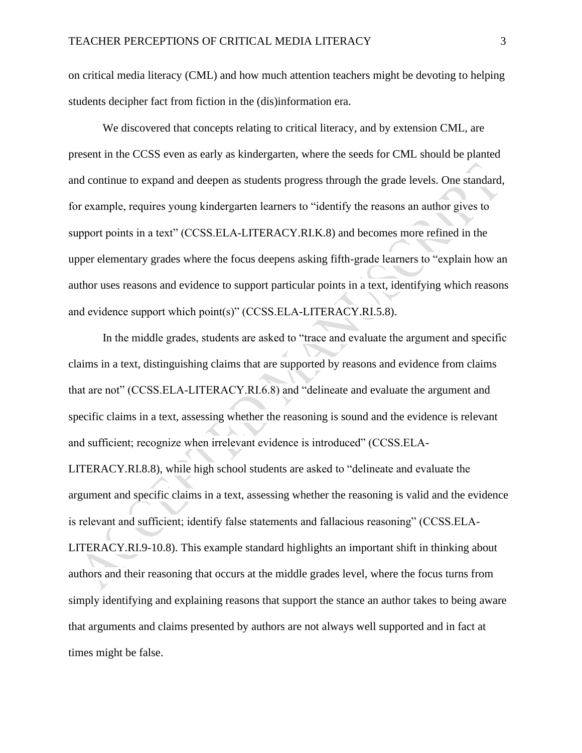on critical media literacy (CML) and how much attention teachers might be devoting to helping students decipher fact from fiction in the (dis)information era.

We discovered that concepts relating to critical literacy, and by extension CML, are present in the CCSS even as early as kindergarten, where the seeds for CML should be planted and continue to expand and deepen as students progress through the grade levels. One standard, for example, requires young kindergarten learners to "identify the reasons an author gives to support points in a text" (CCSS.ELA-LITERACY.RI.K.8) and becomes more refined in the upper elementary grades where the focus deepens asking fifth-grade learners to "explain how an author uses reasons and evidence to support particular points in a text, identifying which reasons and evidence support which point(s)" (CCSS.ELA-LITERACY.RI.5.8).

In the middle grades, students are asked to "trace and evaluate the argument and specific claims in a text, distinguishing claims that are supported by reasons and evidence from claims that are not" (CCSS.ELA-LITERACY.RI.6.8) and "delineate and evaluate the argument and specific claims in a text, assessing whether the reasoning is sound and the evidence is relevant and sufficient; recognize when irrelevant evidence is introduced" (CCSS.ELA-LITERACY.RI.8.8), while high school students are asked to "delineate and evaluate the argument and specific claims in a text, assessing whether the reasoning is valid and the evidence is relevant and sufficient; identify false statements and fallacious reasoning" (CCSS.ELA-LITERACY.RI.9-10.8). This example standard highlights an important shift in thinking about authors and their reasoning that occurs at the middle grades level, where the focus turns from simply identifying and explaining reasons that support the stance an author takes to being aware that arguments and claims presented by authors are not always well supported and in fact at times might be false.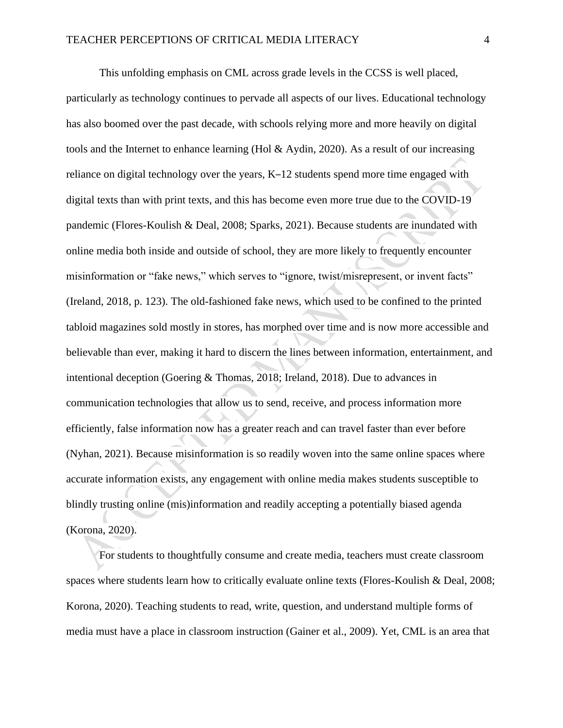This unfolding emphasis on CML across grade levels in the CCSS is well placed, particularly as technology continues to pervade all aspects of our lives. Educational technology has also boomed over the past decade, with schools relying more and more heavily on digital tools and the Internet to enhance learning (Hol & Aydin, 2020). As a result of our increasing reliance on digital technology over the years, K–12 students spend more time engaged with digital texts than with print texts, and this has become even more true due to the COVID-19 pandemic (Flores-Koulish & Deal, 2008; Sparks, 2021). Because students are inundated with online media both inside and outside of school, they are more likely to frequently encounter misinformation or "fake news," which serves to "ignore, twist/misrepresent, or invent facts" (Ireland, 2018, p. 123). The old-fashioned fake news, which used to be confined to the printed tabloid magazines sold mostly in stores, has morphed over time and is now more accessible and believable than ever, making it hard to discern the lines between information, entertainment, and intentional deception (Goering & Thomas, 2018; Ireland, 2018). Due to advances in communication technologies that allow us to send, receive, and process information more efficiently, false information now has a greater reach and can travel faster than ever before (Nyhan, 2021). Because misinformation is so readily woven into the same online spaces where accurate information exists, any engagement with online media makes students susceptible to blindly trusting online (mis)information and readily accepting a potentially biased agenda (Korona, 2020).

For students to thoughtfully consume and create media, teachers must create classroom spaces where students learn how to critically evaluate online texts (Flores-Koulish & Deal, 2008; Korona, 2020). Teaching students to read, write, question, and understand multiple forms of media must have a place in classroom instruction (Gainer et al., 2009). Yet, CML is an area that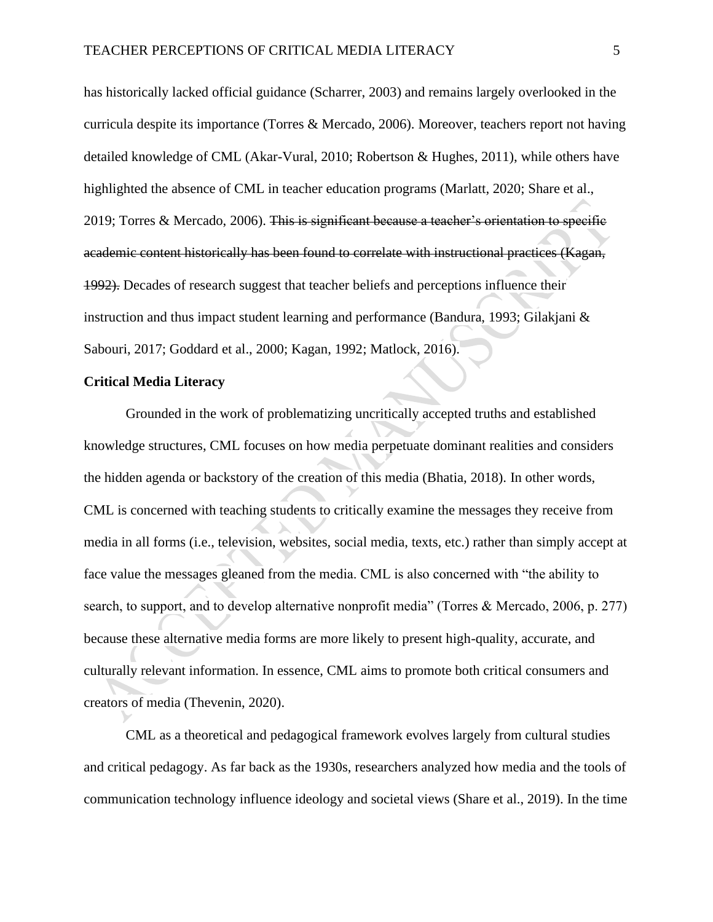has historically lacked official guidance (Scharrer, 2003) and remains largely overlooked in the curricula despite its importance (Torres & Mercado, 2006). Moreover, teachers report not having detailed knowledge of CML (Akar-Vural, 2010; Robertson & Hughes, 2011), while others have highlighted the absence of CML in teacher education programs (Marlatt, 2020; Share et al., 2019; Torres & Mercado, 2006). ~~This is significant because a teacher's orientation to specific academic content historically has been found to correlate with instructional practices (Kagan, 1992).~~ Decades of research suggest that teacher beliefs and perceptions influence their instruction and thus impact student learning and performance (Bandura, 1993; Gilakjani & Sabouri, 2017; Goddard et al., 2000; Kagan, 1992; Matlock, 2016).

**Critical Media Literacy**

Grounded in the work of problematizing uncritically accepted truths and established knowledge structures, CML focuses on how media perpetuate dominant realities and considers the hidden agenda or backstory of the creation of this media (Bhatia, 2018). In other words, CML is concerned with teaching students to critically examine the messages they receive from media in all forms (i.e., television, websites, social media, texts, etc.) rather than simply accept at face value the messages gleaned from the media. CML is also concerned with "the ability to search, to support, and to develop alternative nonprofit media" (Torres & Mercado, 2006, p. 277) because these alternative media forms are more likely to present high-quality, accurate, and culturally relevant information. In essence, CML aims to promote both critical consumers and creators of media (Thevenin, 2020).

CML as a theoretical and pedagogical framework evolves largely from cultural studies and critical pedagogy. As far back as the 1930s, researchers analyzed how media and the tools of communication technology influence ideology and societal views (Share et al., 2019). In the time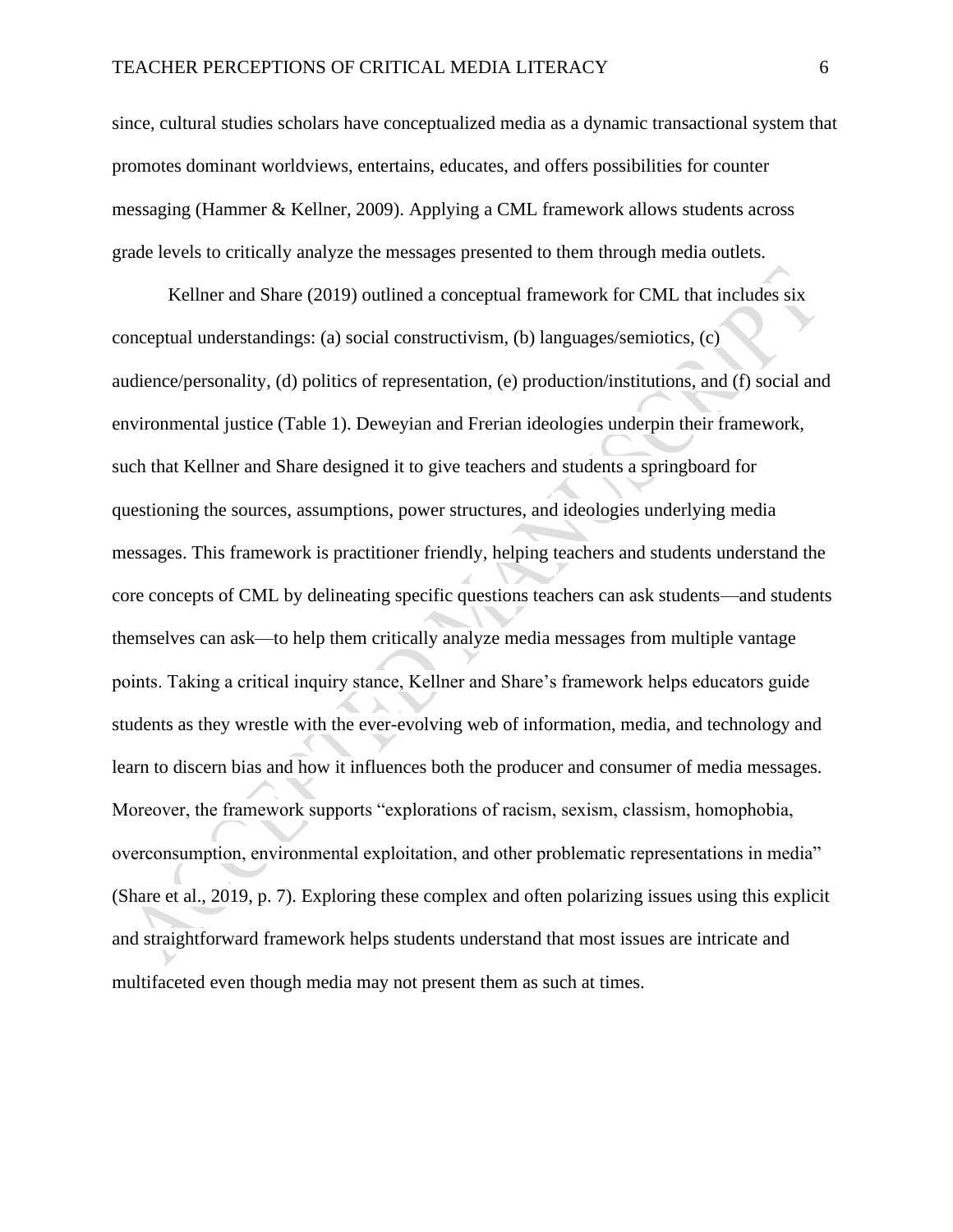since, cultural studies scholars have conceptualized media as a dynamic transactional system that promotes dominant worldviews, entertains, educates, and offers possibilities for counter messaging (Hammer & Kellner, 2009). Applying a CML framework allows students across grade levels to critically analyze the messages presented to them through media outlets.

Kellner and Share (2019) outlined a conceptual framework for CML that includes six conceptual understandings: (a) social constructivism, (b) languages/semiotics, (c) audience/personality, (d) politics of representation, (e) production/institutions, and (f) social and environmental justice (Table 1). Deweyian and Frerian ideologies underpin their framework, such that Kellner and Share designed it to give teachers and students a springboard for questioning the sources, assumptions, power structures, and ideologies underlying media messages. This framework is practitioner friendly, helping teachers and students understand the core concepts of CML by delineating specific questions teachers can ask students—and students themselves can ask—to help them critically analyze media messages from multiple vantage points. Taking a critical inquiry stance, Kellner and Share's framework helps educators guide students as they wrestle with the ever-evolving web of information, media, and technology and learn to discern bias and how it influences both the producer and consumer of media messages. Moreover, the framework supports "explorations of racism, sexism, classism, homophobia, overconsumption, environmental exploitation, and other problematic representations in media" (Share et al., 2019, p. 7). Exploring these complex and often polarizing issues using this explicit and straightforward framework helps students understand that most issues are intricate and multifaceted even though media may not present them as such at times.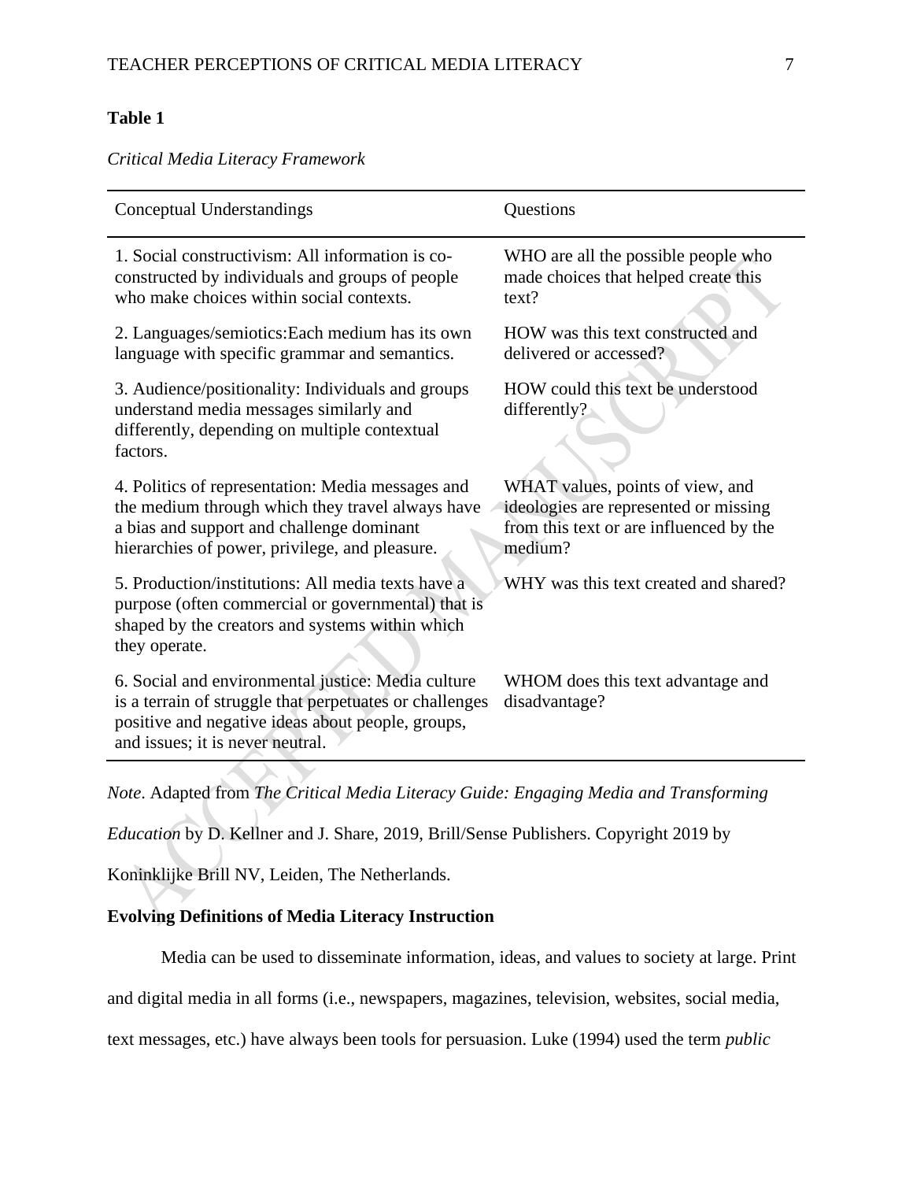**Table 1**

*Critical Media Literacy Framework*

| Conceptual Understandings | Questions |
|---|---|
| 1. Social constructivism: All information is co-constructed by individuals and groups of people who make choices within social contexts. | WHO are all the possible people who made choices that helped create this text? |
| 2. Languages/semiotics:Each medium has its own language with specific grammar and semantics. | HOW was this text constructed and delivered or accessed? |
| 3. Audience/positionality: Individuals and groups understand media messages similarly and differently, depending on multiple contextual factors. | HOW could this text be understood differently? |
| 4. Politics of representation: Media messages and the medium through which they travel always have a bias and support and challenge dominant hierarchies of power, privilege, and pleasure. | WHAT values, points of view, and ideologies are represented or missing from this text or are influenced by the medium? |
| 5. Production/institutions: All media texts have a purpose (often commercial or governmental) that is shaped by the creators and systems within which they operate. | WHY was this text created and shared? |
| 6. Social and environmental justice: Media culture is a terrain of struggle that perpetuates or challenges positive and negative ideas about people, groups, and issues; it is never neutral. | WHOM does this text advantage and disadvantage? |

*Note*. Adapted from *The Critical Media Literacy Guide: Engaging Media and Transforming Education* by D. Kellner and J. Share, 2019, Brill/Sense Publishers. Copyright 2019 by Koninklijke Brill NV, Leiden, The Netherlands.

**Evolving Definitions of Media Literacy Instruction**

Media can be used to disseminate information, ideas, and values to society at large. Print and digital media in all forms (i.e., newspapers, magazines, television, websites, social media, text messages, etc.) have always been tools for persuasion. Luke (1994) used the term *public*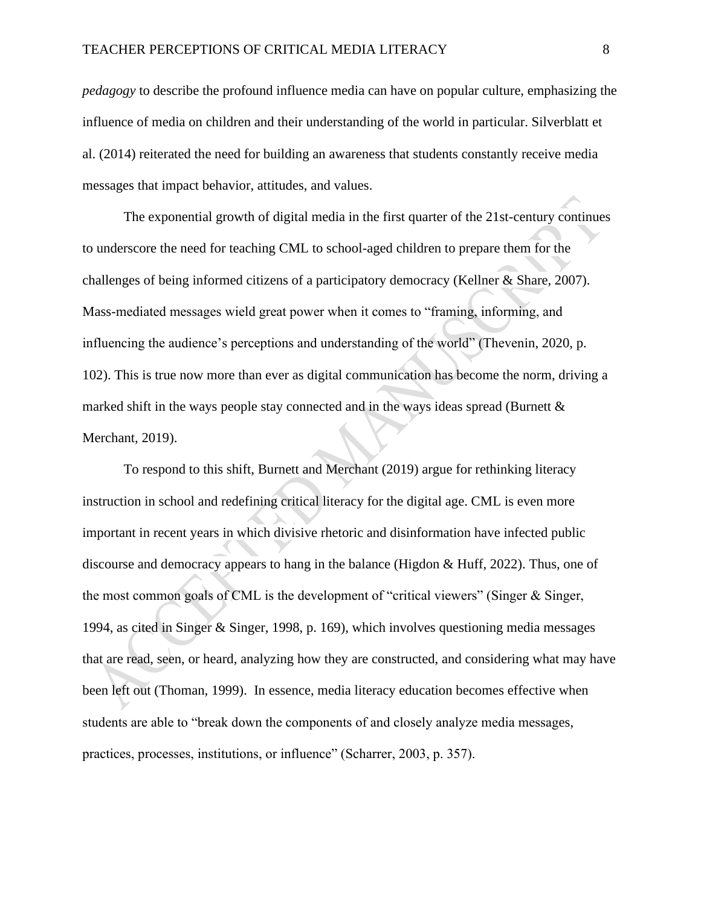*pedagogy* to describe the profound influence media can have on popular culture, emphasizing the influence of media on children and their understanding of the world in particular. Silverblatt et al. (2014) reiterated the need for building an awareness that students constantly receive media messages that impact behavior, attitudes, and values.

The exponential growth of digital media in the first quarter of the 21st-century continues to underscore the need for teaching CML to school-aged children to prepare them for the challenges of being informed citizens of a participatory democracy (Kellner & Share, 2007). Mass-mediated messages wield great power when it comes to "framing, informing, and influencing the audience's perceptions and understanding of the world" (Thevenin, 2020, p. 102). This is true now more than ever as digital communication has become the norm, driving a marked shift in the ways people stay connected and in the ways ideas spread (Burnett & Merchant, 2019).

To respond to this shift, Burnett and Merchant (2019) argue for rethinking literacy instruction in school and redefining critical literacy for the digital age. CML is even more important in recent years in which divisive rhetoric and disinformation have infected public discourse and democracy appears to hang in the balance (Higdon & Huff, 2022). Thus, one of the most common goals of CML is the development of "critical viewers" (Singer & Singer, 1994, as cited in Singer & Singer, 1998, p. 169), which involves questioning media messages that are read, seen, or heard, analyzing how they are constructed, and considering what may have been left out (Thoman, 1999). In essence, media literacy education becomes effective when students are able to "break down the components of and closely analyze media messages, practices, processes, institutions, or influence" (Scharrer, 2003, p. 357).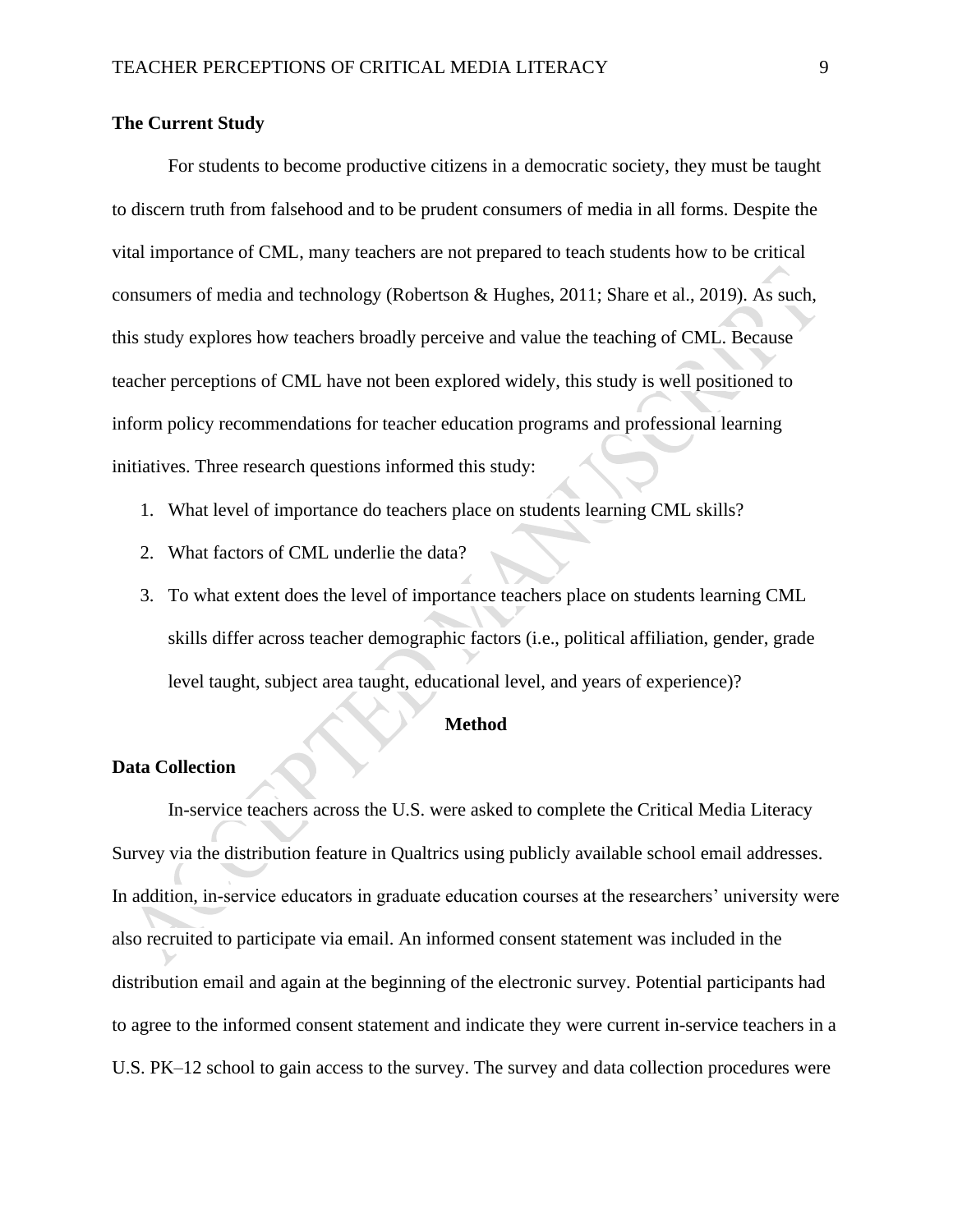## The Current Study

For students to become productive citizens in a democratic society, they must be taught to discern truth from falsehood and to be prudent consumers of media in all forms. Despite the vital importance of CML, many teachers are not prepared to teach students how to be critical consumers of media and technology (Robertson & Hughes, 2011; Share et al., 2019). As such, this study explores how teachers broadly perceive and value the teaching of CML. Because teacher perceptions of CML have not been explored widely, this study is well positioned to inform policy recommendations for teacher education programs and professional learning initiatives. Three research questions informed this study:

1. What level of importance do teachers place on students learning CML skills?
2. What factors of CML underlie the data?
3. To what extent does the level of importance teachers place on students learning CML skills differ across teacher demographic factors (i.e., political affiliation, gender, grade level taught, subject area taught, educational level, and years of experience)?

# Method

## Data Collection

In-service teachers across the U.S. were asked to complete the Critical Media Literacy Survey via the distribution feature in Qualtrics using publicly available school email addresses. In addition, in-service educators in graduate education courses at the researchers' university were also recruited to participate via email. An informed consent statement was included in the distribution email and again at the beginning of the electronic survey. Potential participants had to agree to the informed consent statement and indicate they were current in-service teachers in a U.S. PK–12 school to gain access to the survey. The survey and data collection procedures were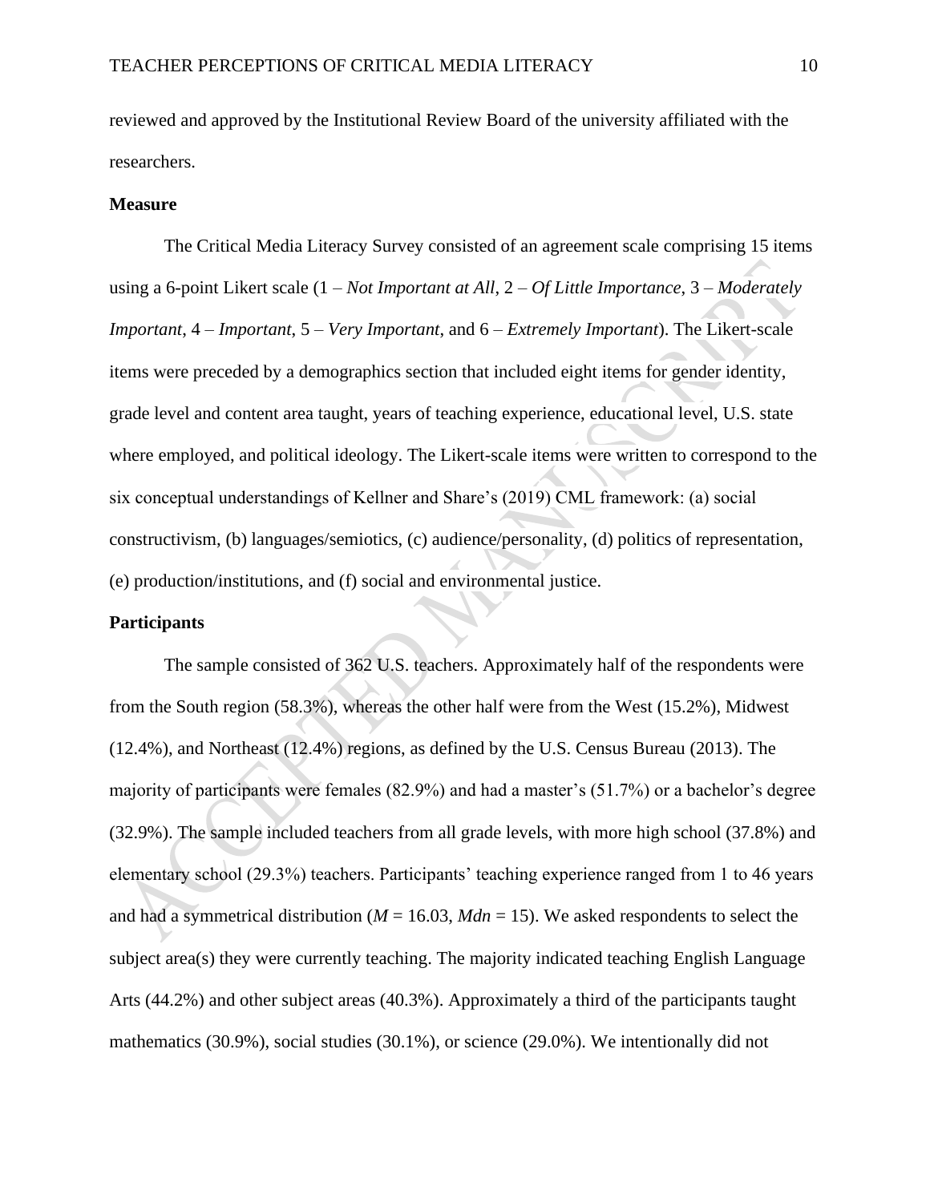reviewed and approved by the Institutional Review Board of the university affiliated with the researchers.

## Measure

The Critical Media Literacy Survey consisted of an agreement scale comprising 15 items using a 6-point Likert scale (1 – *Not Important at All*, 2 – *Of Little Importance*, 3 – *Moderately Important*, 4 – *Important*, 5 – *Very Important*, and 6 – *Extremely Important*). The Likert-scale items were preceded by a demographics section that included eight items for gender identity, grade level and content area taught, years of teaching experience, educational level, U.S. state where employed, and political ideology. The Likert-scale items were written to correspond to the six conceptual understandings of Kellner and Share's (2019) CML framework: (a) social constructivism, (b) languages/semiotics, (c) audience/personality, (d) politics of representation, (e) production/institutions, and (f) social and environmental justice.

## Participants

The sample consisted of 362 U.S. teachers. Approximately half of the respondents were from the South region (58.3%), whereas the other half were from the West (15.2%), Midwest (12.4%), and Northeast (12.4%) regions, as defined by the U.S. Census Bureau (2013). The majority of participants were females (82.9%) and had a master's (51.7%) or a bachelor's degree (32.9%). The sample included teachers from all grade levels, with more high school (37.8%) and elementary school (29.3%) teachers. Participants' teaching experience ranged from 1 to 46 years and had a symmetrical distribution ($M$ = 16.03, $Mdn$ = 15). We asked respondents to select the subject area(s) they were currently teaching. The majority indicated teaching English Language Arts (44.2%) and other subject areas (40.3%). Approximately a third of the participants taught mathematics (30.9%), social studies (30.1%), or science (29.0%). We intentionally did not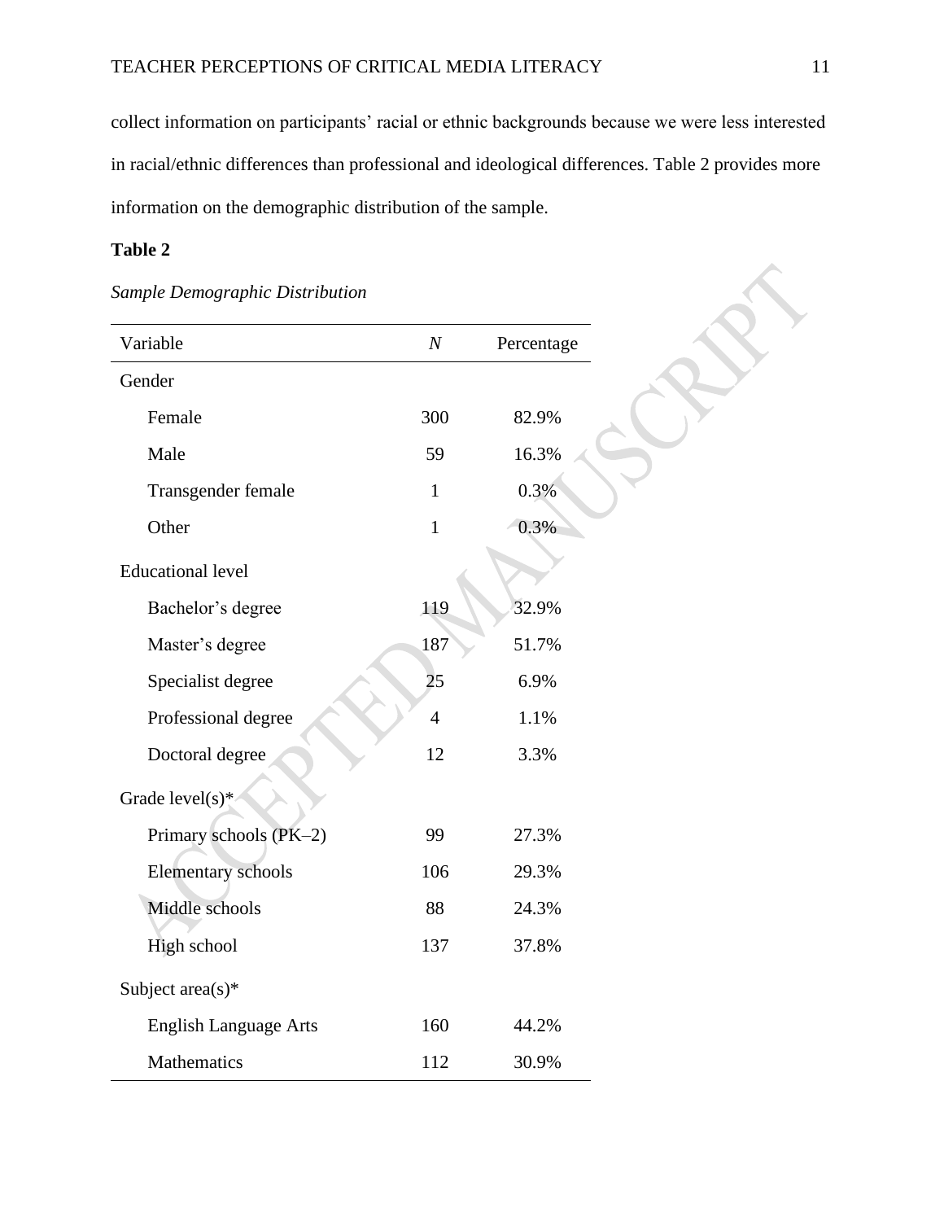collect information on participants' racial or ethnic backgrounds because we were less interested in racial/ethnic differences than professional and ideological differences. Table 2 provides more information on the demographic distribution of the sample.

**Table 2**

*Sample Demographic Distribution*

| Variable | *N* | Percentage |
|---|---|---|
| Gender | | |
| Female | 300 | 82.9% |
| Male | 59 | 16.3% |
| Transgender female | 1 | 0.3% |
| Other | 1 | 0.3% |
| Educational level | | |
| Bachelor's degree | 119 | 32.9% |
| Master's degree | 187 | 51.7% |
| Specialist degree | 25 | 6.9% |
| Professional degree | 4 | 1.1% |
| Doctoral degree | 12 | 3.3% |
| Grade level(s)* | | |
| Primary schools (PK–2) | 99 | 27.3% |
| Elementary schools | 106 | 29.3% |
| Middle schools | 88 | 24.3% |
| High school | 137 | 37.8% |
| Subject area(s)* | | |
| English Language Arts | 160 | 44.2% |
| Mathematics | 112 | 30.9% |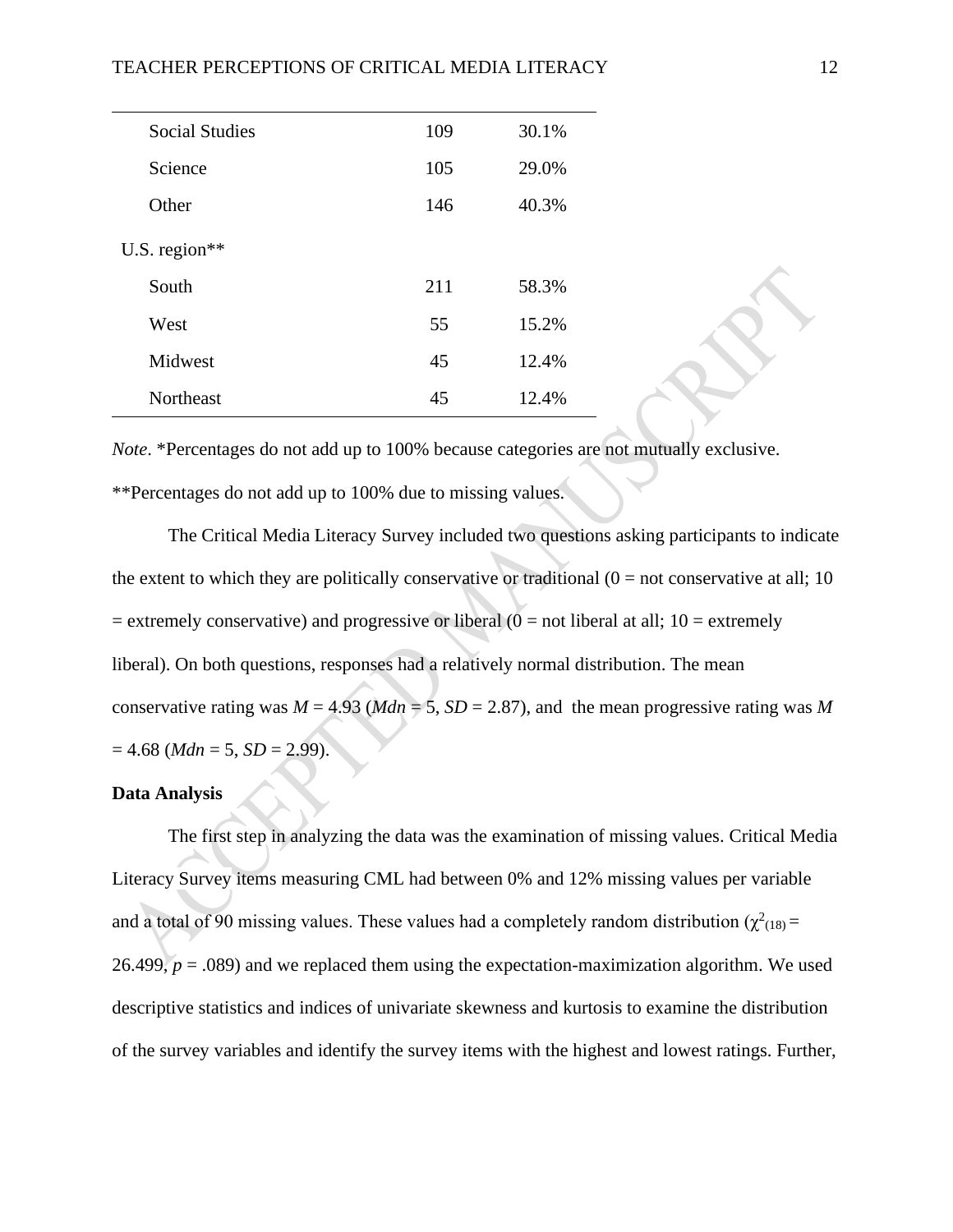| | | |
|---|---|---|
| Social Studies | 109 | 30.1% |
| Science | 105 | 29.0% |
| Other | 146 | 40.3% |
| U.S. region** | | |
| South | 211 | 58.3% |
| West | 55 | 15.2% |
| Midwest | 45 | 12.4% |
| Northeast | 45 | 12.4% |

*Note*. *Percentages do not add up to 100% because categories are not mutually exclusive. **Percentages do not add up to 100% due to missing values.

The Critical Media Literacy Survey included two questions asking participants to indicate the extent to which they are politically conservative or traditional (0 = not conservative at all; 10 = extremely conservative) and progressive or liberal (0 = not liberal at all; 10 = extremely liberal). On both questions, responses had a relatively normal distribution. The mean conservative rating was $M = 4.93$ ($Mdn = 5$, $SD = 2.87$), and the mean progressive rating was $M = 4.68$ ($Mdn = 5$, $SD = 2.99$).

**Data Analysis**

The first step in analyzing the data was the examination of missing values. Critical Media Literacy Survey items measuring CML had between 0% and 12% missing values per variable and a total of 90 missing values. These values had a completely random distribution ($\chi^2_{(18)} = 26.499$, $p = .089$) and we replaced them using the expectation-maximization algorithm. We used descriptive statistics and indices of univariate skewness and kurtosis to examine the distribution of the survey variables and identify the survey items with the highest and lowest ratings. Further,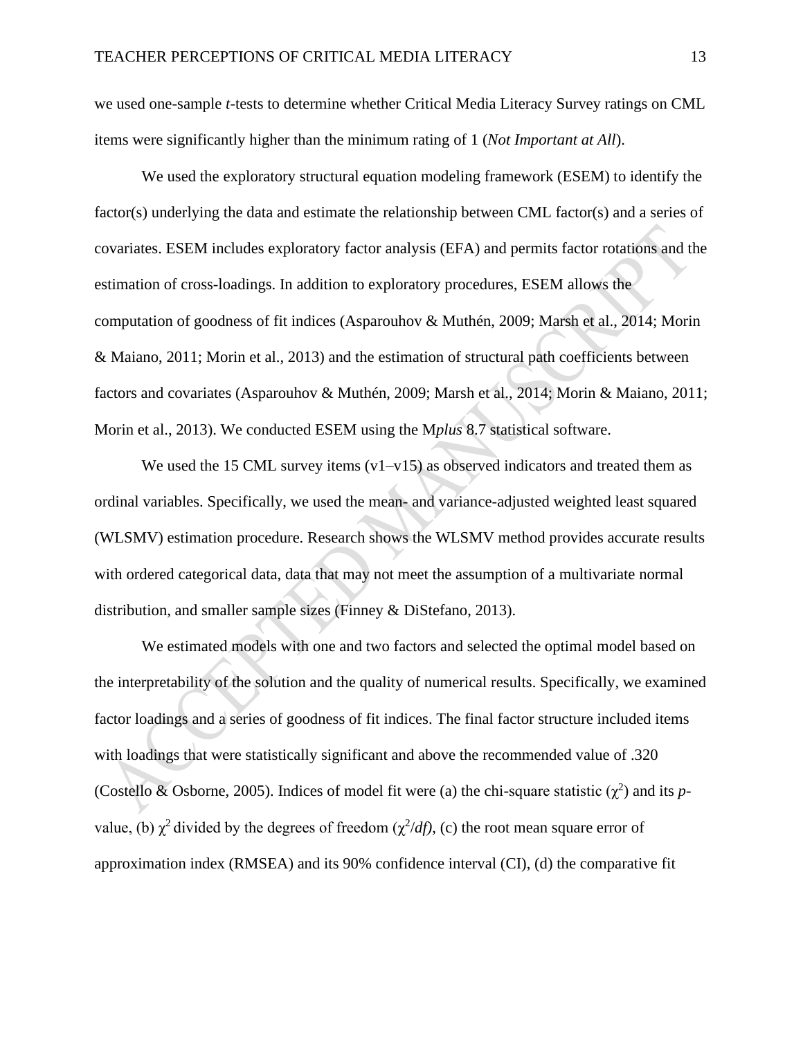we used one-sample *t*-tests to determine whether Critical Media Literacy Survey ratings on CML items were significantly higher than the minimum rating of 1 (*Not Important at All*).

We used the exploratory structural equation modeling framework (ESEM) to identify the factor(s) underlying the data and estimate the relationship between CML factor(s) and a series of covariates. ESEM includes exploratory factor analysis (EFA) and permits factor rotations and the estimation of cross-loadings. In addition to exploratory procedures, ESEM allows the computation of goodness of fit indices (Asparouhov & Muthén, 2009; Marsh et al., 2014; Morin & Maiano, 2011; Morin et al., 2013) and the estimation of structural path coefficients between factors and covariates (Asparouhov & Muthén, 2009; Marsh et al., 2014; Morin & Maiano, 2011; Morin et al., 2013). We conducted ESEM using the M*plus* 8.7 statistical software.

We used the 15 CML survey items (v1–v15) as observed indicators and treated them as ordinal variables. Specifically, we used the mean- and variance-adjusted weighted least squared (WLSMV) estimation procedure. Research shows the WLSMV method provides accurate results with ordered categorical data, data that may not meet the assumption of a multivariate normal distribution, and smaller sample sizes (Finney & DiStefano, 2013).

We estimated models with one and two factors and selected the optimal model based on the interpretability of the solution and the quality of numerical results. Specifically, we examined factor loadings and a series of goodness of fit indices. The final factor structure included items with loadings that were statistically significant and above the recommended value of .320 (Costello & Osborne, 2005). Indices of model fit were (a) the chi-square statistic ($\chi^2$) and its *p*-value, (b) $\chi^2$ divided by the degrees of freedom ($\chi^2/df$), (c) the root mean square error of approximation index (RMSEA) and its 90% confidence interval (CI), (d) the comparative fit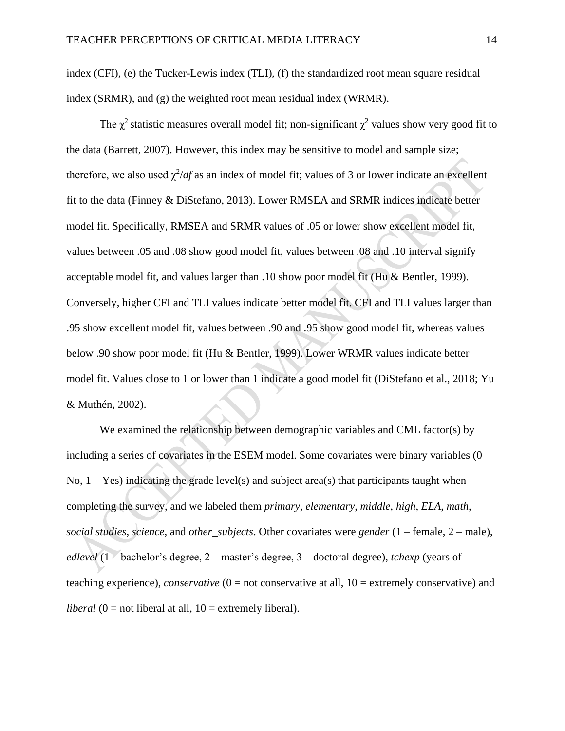index (CFI), (e) the Tucker-Lewis index (TLI), (f) the standardized root mean square residual index (SRMR), and (g) the weighted root mean residual index (WRMR).

The $\chi^2$ statistic measures overall model fit; non-significant $\chi^2$ values show very good fit to the data (Barrett, 2007). However, this index may be sensitive to model and sample size; therefore, we also used $\chi^2/df$ as an index of model fit; values of 3 or lower indicate an excellent fit to the data (Finney & DiStefano, 2013). Lower RMSEA and SRMR indices indicate better model fit. Specifically, RMSEA and SRMR values of .05 or lower show excellent model fit, values between .05 and .08 show good model fit, values between .08 and .10 interval signify acceptable model fit, and values larger than .10 show poor model fit (Hu & Bentler, 1999). Conversely, higher CFI and TLI values indicate better model fit. CFI and TLI values larger than .95 show excellent model fit, values between .90 and .95 show good model fit, whereas values below .90 show poor model fit (Hu & Bentler, 1999). Lower WRMR values indicate better model fit. Values close to 1 or lower than 1 indicate a good model fit (DiStefano et al., 2018; Yu & Muthén, 2002).

We examined the relationship between demographic variables and CML factor(s) by including a series of covariates in the ESEM model. Some covariates were binary variables (0 – No, 1 – Yes) indicating the grade level(s) and subject area(s) that participants taught when completing the survey, and we labeled them *primary*, *elementary*, *middle*, *high*, *ELA*, *math*, *social studies*, *science*, and *other_subjects*. Other covariates were *gender* (1 – female, 2 – male), *edlevel* (1 – bachelor's degree, 2 – master's degree, 3 – doctoral degree), *tchexp* (years of teaching experience), *conservative* (0 = not conservative at all, 10 = extremely conservative) and *liberal* (0 = not liberal at all, 10 = extremely liberal).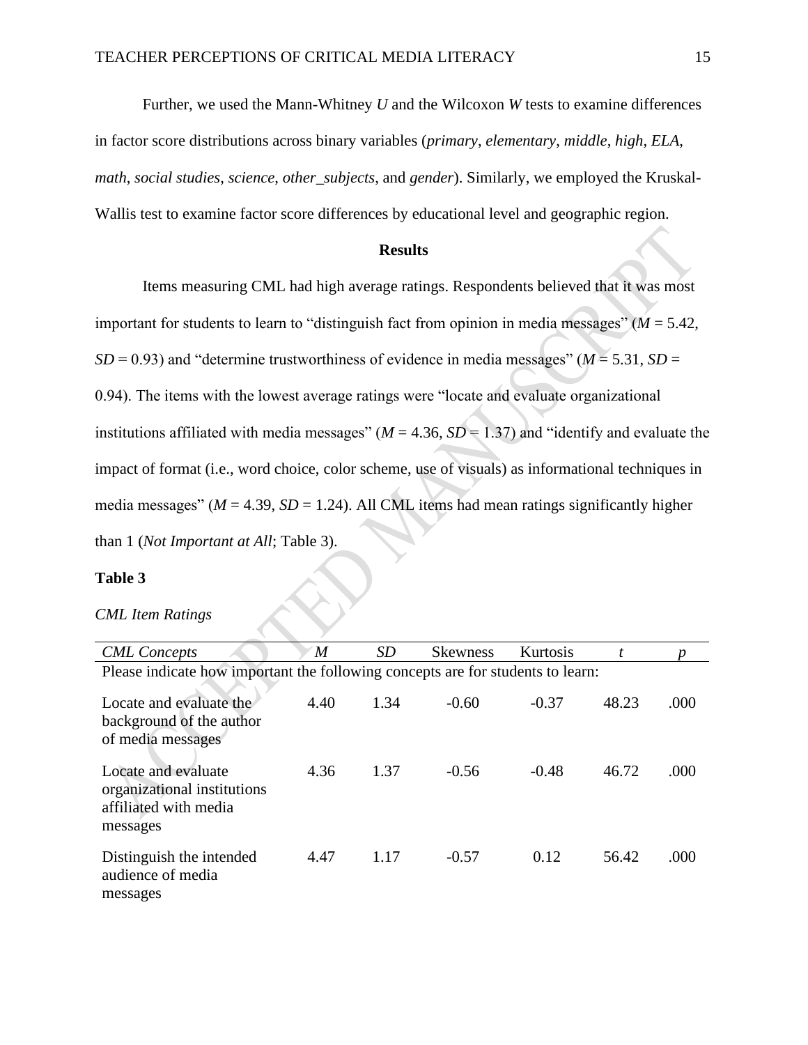Further, we used the Mann-Whitney *U* and the Wilcoxon *W* tests to examine differences in factor score distributions across binary variables (*primary*, *elementary*, *middle*, *high*, *ELA*, *math*, *social studies*, *science*, *other_subjects*, and *gender*). Similarly, we employed the Kruskal-Wallis test to examine factor score differences by educational level and geographic region.

## Results

Items measuring CML had high average ratings. Respondents believed that it was most important for students to learn to "distinguish fact from opinion in media messages" ($M$ = 5.42, $SD$ = 0.93) and "determine trustworthiness of evidence in media messages" ($M$ = 5.31, $SD$ = 0.94). The items with the lowest average ratings were "locate and evaluate organizational institutions affiliated with media messages" ($M$ = 4.36, $SD$ = 1.37) and "identify and evaluate the impact of format (i.e., word choice, color scheme, use of visuals) as informational techniques in media messages" ($M$ = 4.39, $SD$ = 1.24). All CML items had mean ratings significantly higher than 1 (*Not Important at All*; Table 3).

**Table 3**

*CML Item Ratings*

| *CML Concepts* | *M* | *SD* | Skewness | Kurtosis | *t* | *p* |
|---|---|---|---|---|---|---|
| Please indicate how important the following concepts are for students to learn: | | | | | | |
| Locate and evaluate the background of the author of media messages | 4.40 | 1.34 | -0.60 | -0.37 | 48.23 | .000 |
| Locate and evaluate organizational institutions affiliated with media messages | 4.36 | 1.37 | -0.56 | -0.48 | 46.72 | .000 |
| Distinguish the intended audience of media messages | 4.47 | 1.17 | -0.57 | 0.12 | 56.42 | .000 |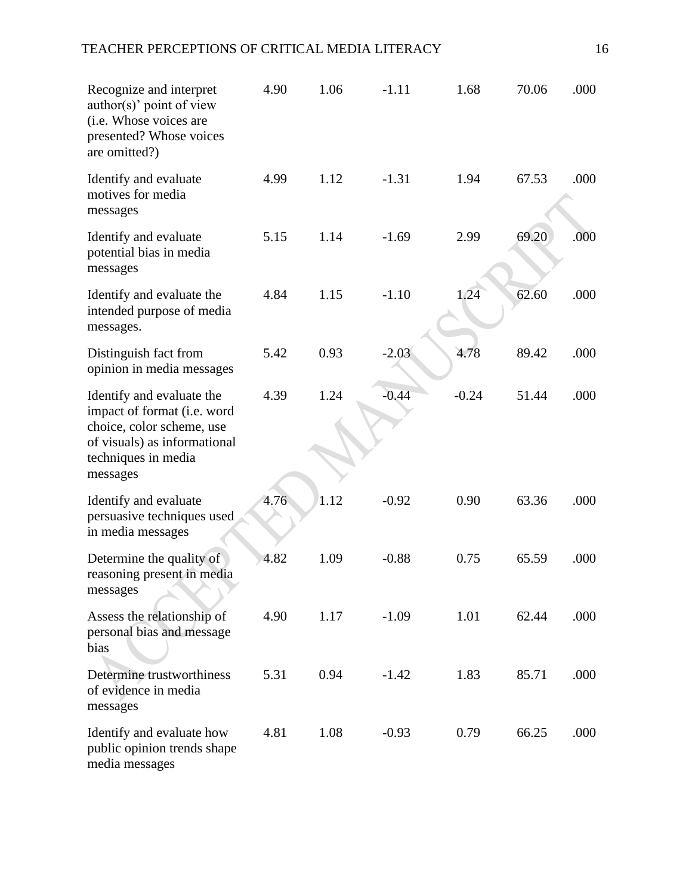| | | | | | | |
|---|---|---|---|---|---|---|
| Recognize and interpret author(s)' point of view (i.e. Whose voices are presented? Whose voices are omitted?) | 4.90 | 1.06 | -1.11 | 1.68 | 70.06 | .000 |
| Identify and evaluate motives for media messages | 4.99 | 1.12 | -1.31 | 1.94 | 67.53 | .000 |
| Identify and evaluate potential bias in media messages | 5.15 | 1.14 | -1.69 | 2.99 | 69.20 | .000 |
| Identify and evaluate the intended purpose of media messages. | 4.84 | 1.15 | -1.10 | 1.24 | 62.60 | .000 |
| Distinguish fact from opinion in media messages | 5.42 | 0.93 | -2.03 | 4.78 | 89.42 | .000 |
| Identify and evaluate the impact of format (i.e. word choice, color scheme, use of visuals) as informational techniques in media messages | 4.39 | 1.24 | -0.44 | -0.24 | 51.44 | .000 |
| Identify and evaluate persuasive techniques used in media messages | 4.76 | 1.12 | -0.92 | 0.90 | 63.36 | .000 |
| Determine the quality of reasoning present in media messages | 4.82 | 1.09 | -0.88 | 0.75 | 65.59 | .000 |
| Assess the relationship of personal bias and message bias | 4.90 | 1.17 | -1.09 | 1.01 | 62.44 | .000 |
| Determine trustworthiness of evidence in media messages | 5.31 | 0.94 | -1.42 | 1.83 | 85.71 | .000 |
| Identify and evaluate how public opinion trends shape media messages | 4.81 | 1.08 | -0.93 | 0.79 | 66.25 | .000 |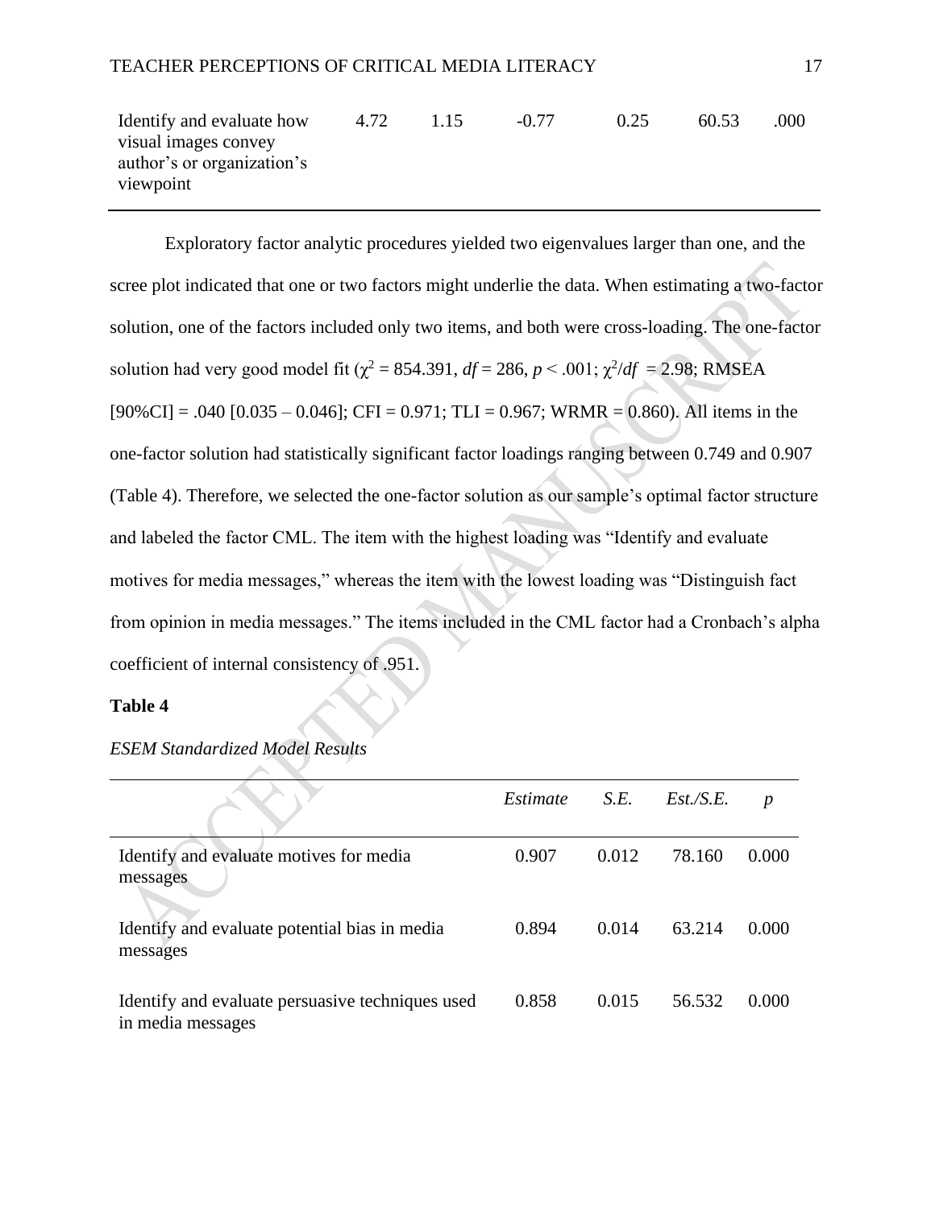| | | | | | | |
|---|---|---|---|---|---|---|
| Identify and evaluate how visual images convey author's or organization's viewpoint | 4.72 | 1.15 | -0.77 | 0.25 | 60.53 | .000 |

Exploratory factor analytic procedures yielded two eigenvalues larger than one, and the scree plot indicated that one or two factors might underlie the data. When estimating a two-factor solution, one of the factors included only two items, and both were cross-loading. The one-factor solution had very good model fit ($\chi^2$ = 854.391, $df$ = 286, $p$ < .001; $\chi^2/df$ = 2.98; RMSEA [90%CI] = .040 [0.035 – 0.046]; CFI = 0.971; TLI = 0.967; WRMR = 0.860). All items in the one-factor solution had statistically significant factor loadings ranging between 0.749 and 0.907 (Table 4). Therefore, we selected the one-factor solution as our sample's optimal factor structure and labeled the factor CML. The item with the highest loading was "Identify and evaluate motives for media messages," whereas the item with the lowest loading was "Distinguish fact from opinion in media messages." The items included in the CML factor had a Cronbach's alpha coefficient of internal consistency of .951.

**Table 4**

*ESEM Standardized Model Results*

| | *Estimate* | *S.E.* | *Est./S.E.* | *p* |
|---|---|---|---|---|
| Identify and evaluate motives for media messages | 0.907 | 0.012 | 78.160 | 0.000 |
| Identify and evaluate potential bias in media messages | 0.894 | 0.014 | 63.214 | 0.000 |
| Identify and evaluate persuasive techniques used in media messages | 0.858 | 0.015 | 56.532 | 0.000 |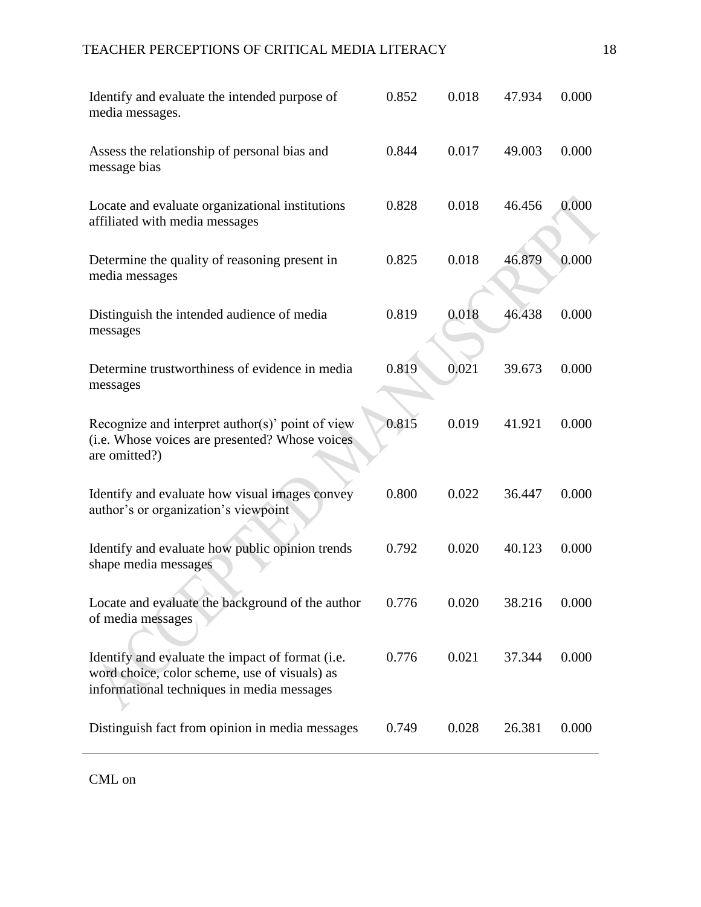| | | | | |
|---|---|---|---|---|
| Identify and evaluate the intended purpose of media messages. | 0.852 | 0.018 | 47.934 | 0.000 |
| Assess the relationship of personal bias and message bias | 0.844 | 0.017 | 49.003 | 0.000 |
| Locate and evaluate organizational institutions affiliated with media messages | 0.828 | 0.018 | 46.456 | 0.000 |
| Determine the quality of reasoning present in media messages | 0.825 | 0.018 | 46.879 | 0.000 |
| Distinguish the intended audience of media messages | 0.819 | 0.018 | 46.438 | 0.000 |
| Determine trustworthiness of evidence in media messages | 0.819 | 0.021 | 39.673 | 0.000 |
| Recognize and interpret author(s)' point of view (i.e. Whose voices are presented? Whose voices are omitted?) | 0.815 | 0.019 | 41.921 | 0.000 |
| Identify and evaluate how visual images convey author's or organization's viewpoint | 0.800 | 0.022 | 36.447 | 0.000 |
| Identify and evaluate how public opinion trends shape media messages | 0.792 | 0.020 | 40.123 | 0.000 |
| Locate and evaluate the background of the author of media messages | 0.776 | 0.020 | 38.216 | 0.000 |
| Identify and evaluate the impact of format (i.e. word choice, color scheme, use of visuals) as informational techniques in media messages | 0.776 | 0.021 | 37.344 | 0.000 |
| Distinguish fact from opinion in media messages | 0.749 | 0.028 | 26.381 | 0.000 |

CML on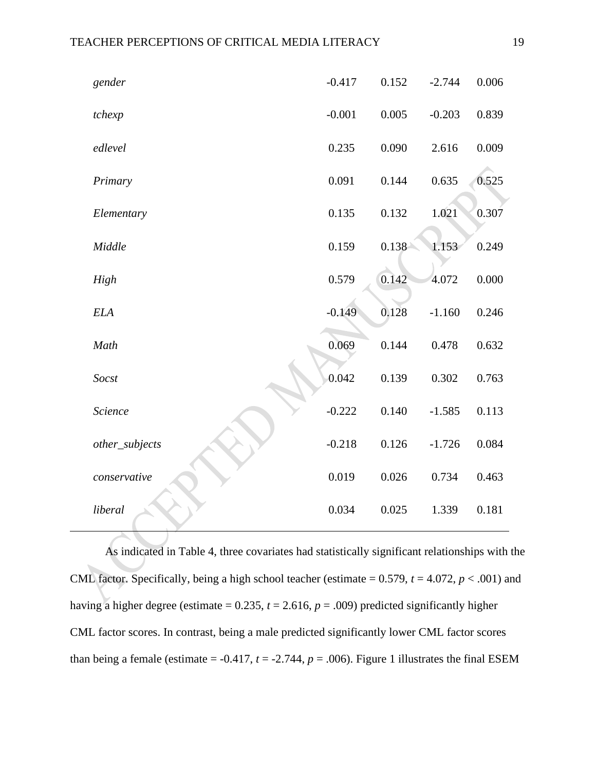| | | | | |
|---|---|---|---|---|
| *gender* | -0.417 | 0.152 | -2.744 | 0.006 |
| *tchexp* | -0.001 | 0.005 | -0.203 | 0.839 |
| *edlevel* | 0.235 | 0.090 | 2.616 | 0.009 |
| *Primary* | 0.091 | 0.144 | 0.635 | 0.525 |
| *Elementary* | 0.135 | 0.132 | 1.021 | 0.307 |
| *Middle* | 0.159 | 0.138 | 1.153 | 0.249 |
| *High* | 0.579 | 0.142 | 4.072 | 0.000 |
| *ELA* | -0.149 | 0.128 | -1.160 | 0.246 |
| *Math* | 0.069 | 0.144 | 0.478 | 0.632 |
| *Socst* | 0.042 | 0.139 | 0.302 | 0.763 |
| *Science* | -0.222 | 0.140 | -1.585 | 0.113 |
| *other_subjects* | -0.218 | 0.126 | -1.726 | 0.084 |
| *conservative* | 0.019 | 0.026 | 0.734 | 0.463 |
| *liberal* | 0.034 | 0.025 | 1.339 | 0.181 |

As indicated in Table 4, three covariates had statistically significant relationships with the CML factor. Specifically, being a high school teacher (estimate = 0.579, $t$ = 4.072, $p$ < .001) and having a higher degree (estimate = 0.235, $t$ = 2.616, $p$ = .009) predicted significantly higher CML factor scores. In contrast, being a male predicted significantly lower CML factor scores than being a female (estimate = -0.417, $t$ = -2.744, $p$ = .006). Figure 1 illustrates the final ESEM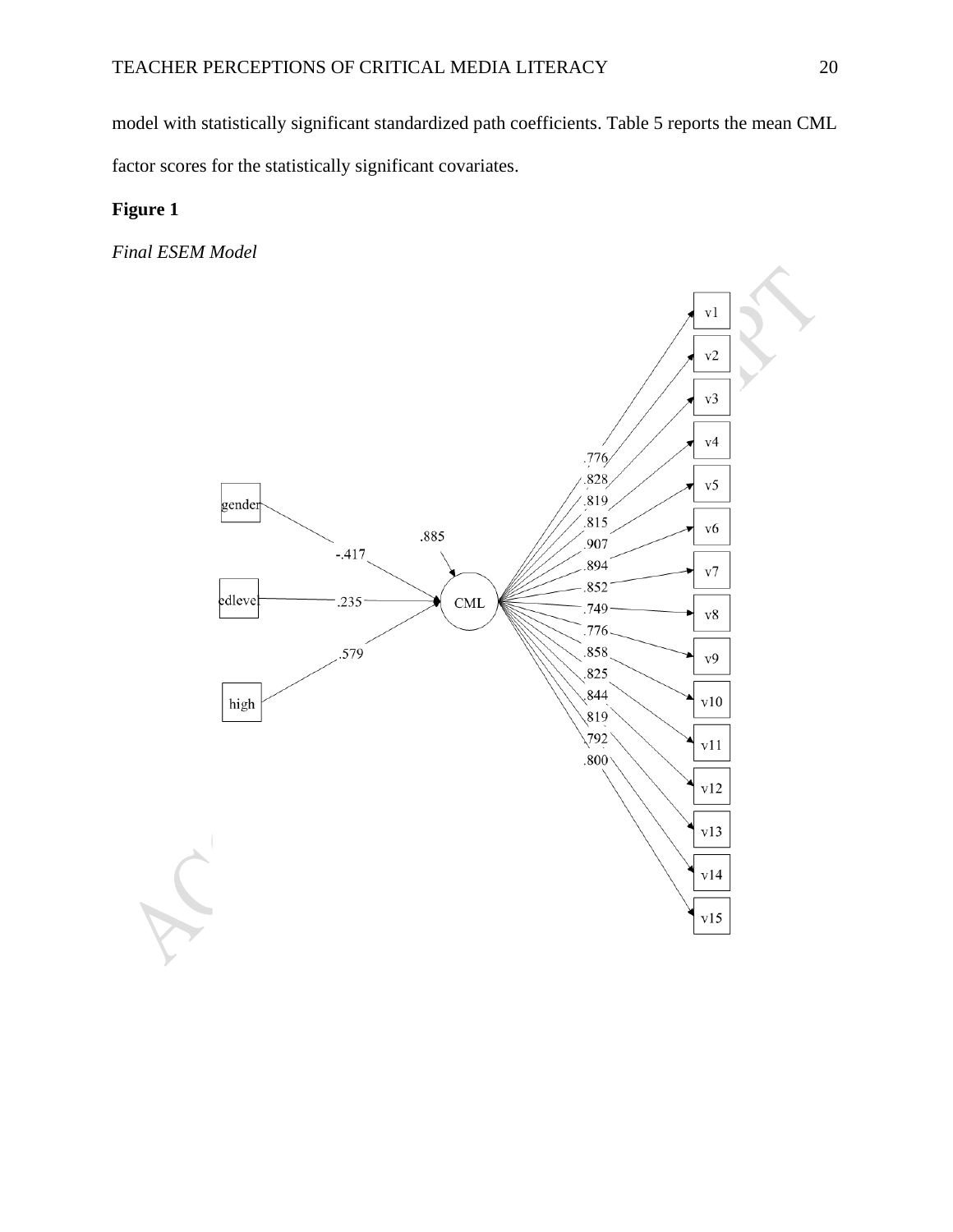model with statistically significant standardized path coefficients. Table 5 reports the mean CML factor scores for the statistically significant covariates.

**Figure 1**

*Final ESEM Model*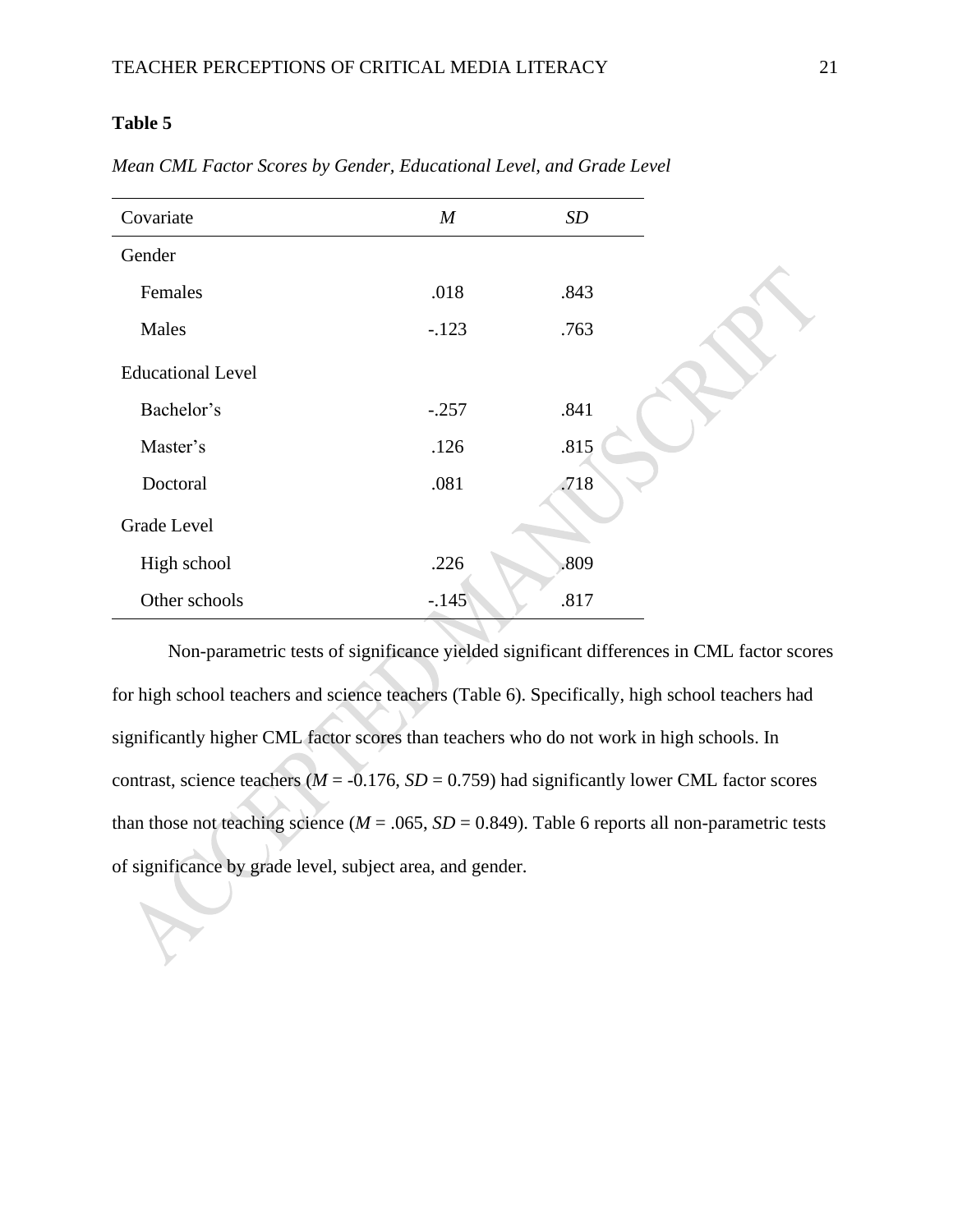**Table 5**

*Mean CML Factor Scores by Gender, Educational Level, and Grade Level*

| Covariate | *M* | *SD* |
|---|---|---|
| Gender | | |
| Females | .018 | .843 |
| Males | -.123 | .763 |
| Educational Level | | |
| Bachelor's | -.257 | .841 |
| Master's | .126 | .815 |
| Doctoral | .081 | .718 |
| Grade Level | | |
| High school | .226 | .809 |
| Other schools | -.145 | .817 |

Non-parametric tests of significance yielded significant differences in CML factor scores for high school teachers and science teachers (Table 6). Specifically, high school teachers had significantly higher CML factor scores than teachers who do not work in high schools. In contrast, science teachers ($M$ = -0.176, $SD$ = 0.759) had significantly lower CML factor scores than those not teaching science ($M$ = .065, $SD$ = 0.849). Table 6 reports all non-parametric tests of significance by grade level, subject area, and gender.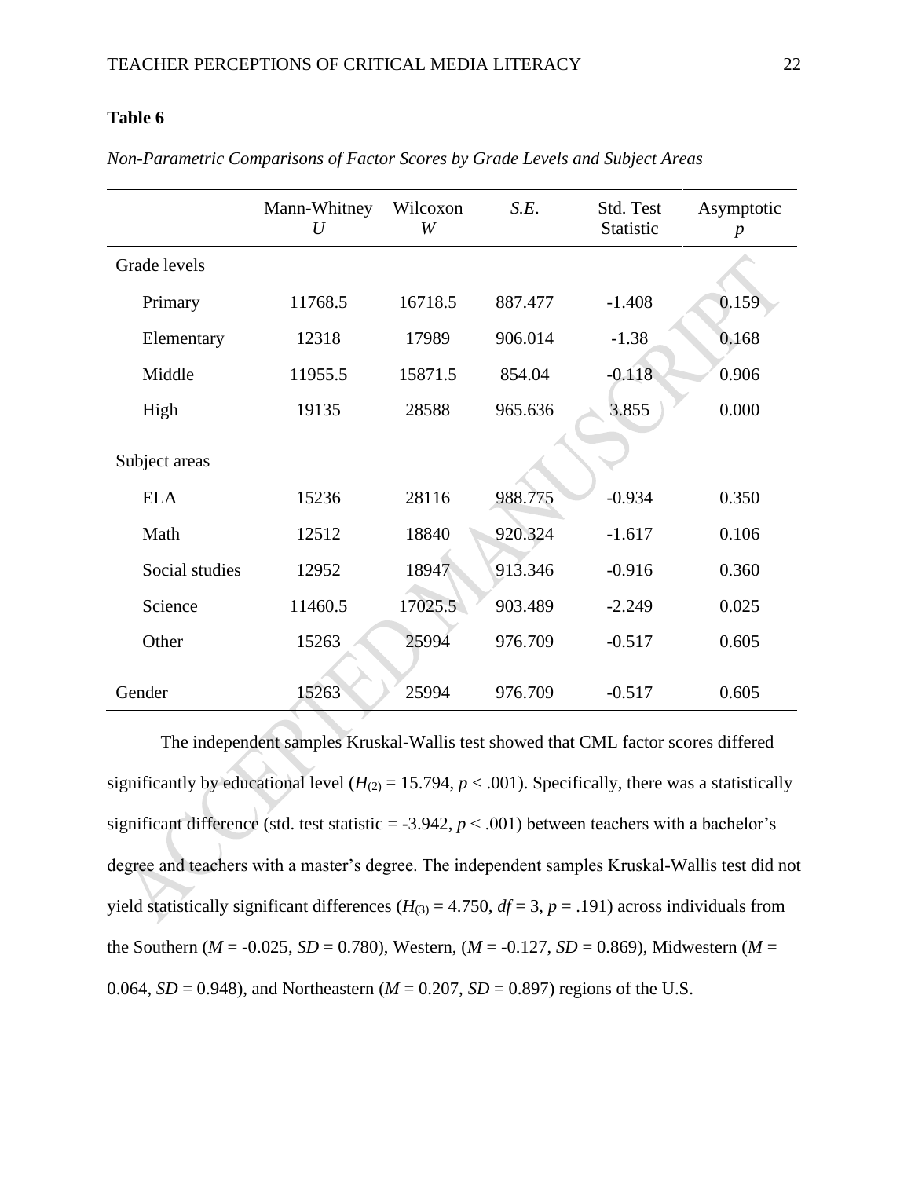**Table 6**

*Non-Parametric Comparisons of Factor Scores by Grade Levels and Subject Areas*

| | Mann-Whitney *U* | Wilcoxon *W* | *S.E.* | Std. Test Statistic | Asymptotic *p* |
|---|---|---|---|---|---|
| Grade levels | | | | | |
| Primary | 11768.5 | 16718.5 | 887.477 | -1.408 | 0.159 |
| Elementary | 12318 | 17989 | 906.014 | -1.38 | 0.168 |
| Middle | 11955.5 | 15871.5 | 854.04 | -0.118 | 0.906 |
| High | 19135 | 28588 | 965.636 | 3.855 | 0.000 |
| Subject areas | | | | | |
| ELA | 15236 | 28116 | 988.775 | -0.934 | 0.350 |
| Math | 12512 | 18840 | 920.324 | -1.617 | 0.106 |
| Social studies | 12952 | 18947 | 913.346 | -0.916 | 0.360 |
| Science | 11460.5 | 17025.5 | 903.489 | -2.249 | 0.025 |
| Other | 15263 | 25994 | 976.709 | -0.517 | 0.605 |
| Gender | 15263 | 25994 | 976.709 | -0.517 | 0.605 |

The independent samples Kruskal-Wallis test showed that CML factor scores differed significantly by educational level ($H_{(2)} = 15.794$, $p < .001$). Specifically, there was a statistically significant difference (std. test statistic = -3.942, $p < .001$) between teachers with a bachelor's degree and teachers with a master's degree. The independent samples Kruskal-Wallis test did not yield statistically significant differences ($H_{(3)} = 4.750$, $df = 3$, $p = .191$) across individuals from the Southern ($M = -0.025$, $SD = 0.780$), Western, ($M = -0.127$, $SD = 0.869$), Midwestern ($M = 0.064$, $SD = 0.948$), and Northeastern ($M = 0.207$, $SD = 0.897$) regions of the U.S.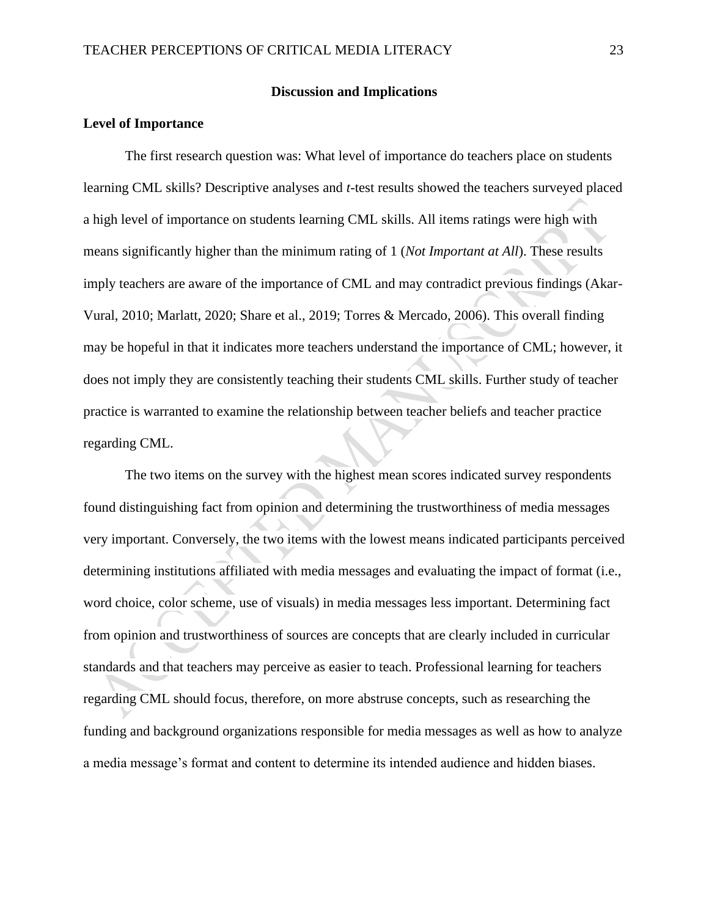## Discussion and Implications

### Level of Importance

The first research question was: What level of importance do teachers place on students learning CML skills? Descriptive analyses and *t*-test results showed the teachers surveyed placed a high level of importance on students learning CML skills. All items ratings were high with means significantly higher than the minimum rating of 1 (*Not Important at All*). These results imply teachers are aware of the importance of CML and may contradict previous findings (Akar-Vural, 2010; Marlatt, 2020; Share et al., 2019; Torres & Mercado, 2006). This overall finding may be hopeful in that it indicates more teachers understand the importance of CML; however, it does not imply they are consistently teaching their students CML skills. Further study of teacher practice is warranted to examine the relationship between teacher beliefs and teacher practice regarding CML.

The two items on the survey with the highest mean scores indicated survey respondents found distinguishing fact from opinion and determining the trustworthiness of media messages very important. Conversely, the two items with the lowest means indicated participants perceived determining institutions affiliated with media messages and evaluating the impact of format (i.e., word choice, color scheme, use of visuals) in media messages less important. Determining fact from opinion and trustworthiness of sources are concepts that are clearly included in curricular standards and that teachers may perceive as easier to teach. Professional learning for teachers regarding CML should focus, therefore, on more abstruse concepts, such as researching the funding and background organizations responsible for media messages as well as how to analyze a media message's format and content to determine its intended audience and hidden biases.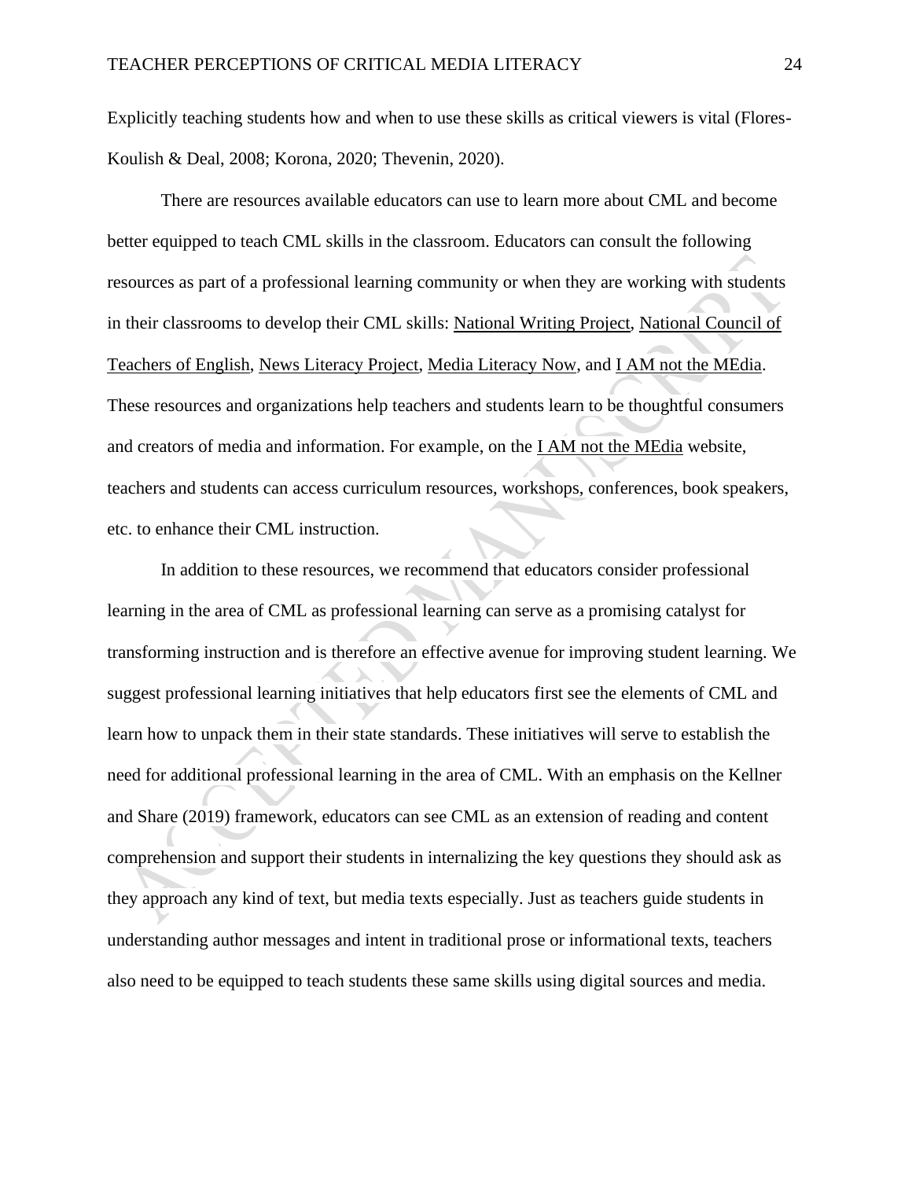Explicitly teaching students how and when to use these skills as critical viewers is vital (Flores-Koulish & Deal, 2008; Korona, 2020; Thevenin, 2020).

There are resources available educators can use to learn more about CML and become better equipped to teach CML skills in the classroom. Educators can consult the following resources as part of a professional learning community or when they are working with students in their classrooms to develop their CML skills: National Writing Project, National Council of Teachers of English, News Literacy Project, Media Literacy Now, and I AM not the MEdia. These resources and organizations help teachers and students learn to be thoughtful consumers and creators of media and information. For example, on the I AM not the MEdia website, teachers and students can access curriculum resources, workshops, conferences, book speakers, etc. to enhance their CML instruction.

In addition to these resources, we recommend that educators consider professional learning in the area of CML as professional learning can serve as a promising catalyst for transforming instruction and is therefore an effective avenue for improving student learning. We suggest professional learning initiatives that help educators first see the elements of CML and learn how to unpack them in their state standards. These initiatives will serve to establish the need for additional professional learning in the area of CML. With an emphasis on the Kellner and Share (2019) framework, educators can see CML as an extension of reading and content comprehension and support their students in internalizing the key questions they should ask as they approach any kind of text, but media texts especially. Just as teachers guide students in understanding author messages and intent in traditional prose or informational texts, teachers also need to be equipped to teach students these same skills using digital sources and media.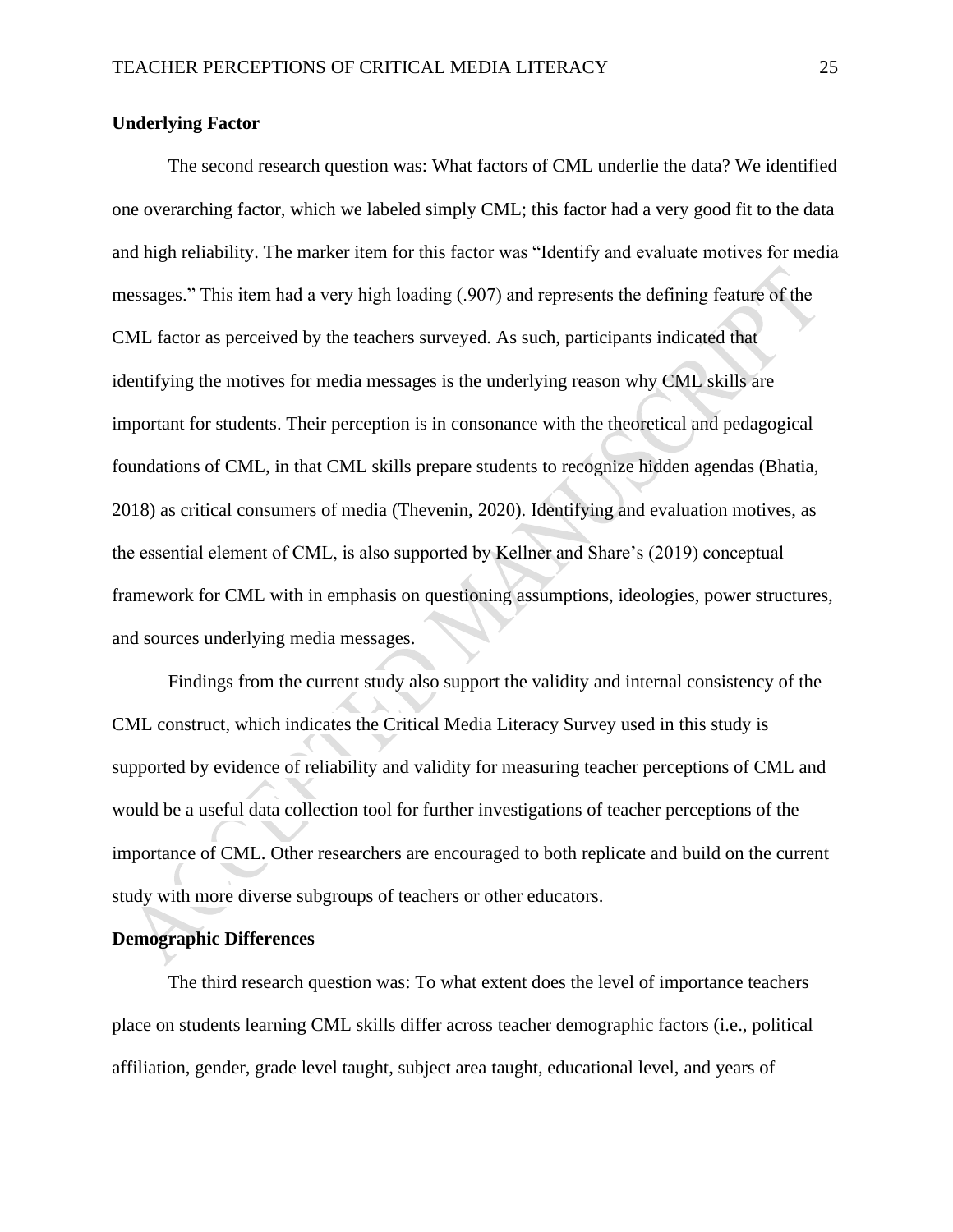## Underlying Factor

The second research question was: What factors of CML underlie the data? We identified one overarching factor, which we labeled simply CML; this factor had a very good fit to the data and high reliability. The marker item for this factor was "Identify and evaluate motives for media messages." This item had a very high loading (.907) and represents the defining feature of the CML factor as perceived by the teachers surveyed. As such, participants indicated that identifying the motives for media messages is the underlying reason why CML skills are important for students. Their perception is in consonance with the theoretical and pedagogical foundations of CML, in that CML skills prepare students to recognize hidden agendas (Bhatia, 2018) as critical consumers of media (Thevenin, 2020). Identifying and evaluation motives, as the essential element of CML, is also supported by Kellner and Share's (2019) conceptual framework for CML with in emphasis on questioning assumptions, ideologies, power structures, and sources underlying media messages.

Findings from the current study also support the validity and internal consistency of the CML construct, which indicates the Critical Media Literacy Survey used in this study is supported by evidence of reliability and validity for measuring teacher perceptions of CML and would be a useful data collection tool for further investigations of teacher perceptions of the importance of CML. Other researchers are encouraged to both replicate and build on the current study with more diverse subgroups of teachers or other educators.

## Demographic Differences

The third research question was: To what extent does the level of importance teachers place on students learning CML skills differ across teacher demographic factors (i.e., political affiliation, gender, grade level taught, subject area taught, educational level, and years of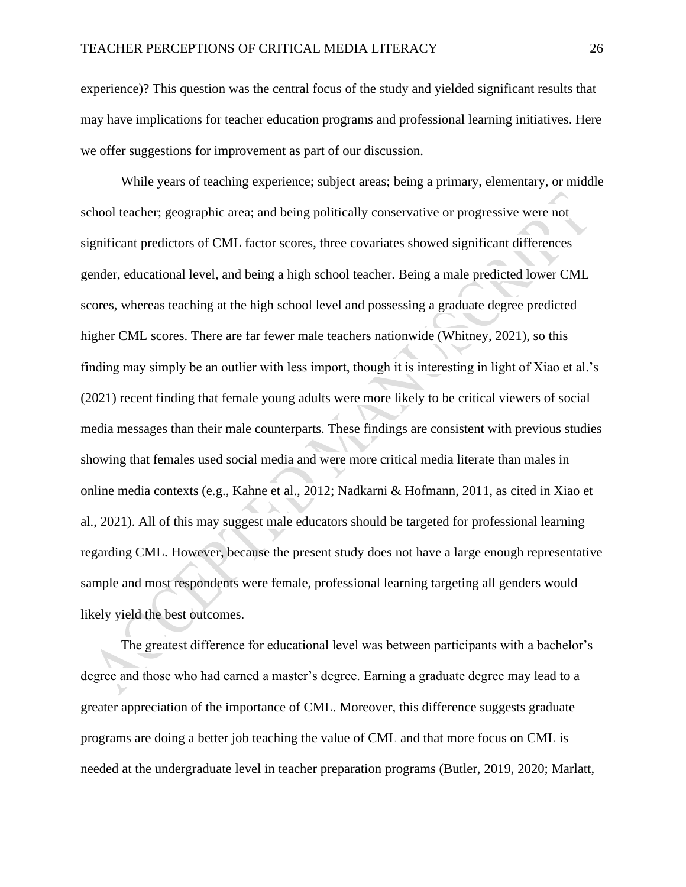experience)? This question was the central focus of the study and yielded significant results that may have implications for teacher education programs and professional learning initiatives. Here we offer suggestions for improvement as part of our discussion.

While years of teaching experience; subject areas; being a primary, elementary, or middle school teacher; geographic area; and being politically conservative or progressive were not significant predictors of CML factor scores, three covariates showed significant differences—gender, educational level, and being a high school teacher. Being a male predicted lower CML scores, whereas teaching at the high school level and possessing a graduate degree predicted higher CML scores. There are far fewer male teachers nationwide (Whitney, 2021), so this finding may simply be an outlier with less import, though it is interesting in light of Xiao et al.'s (2021) recent finding that female young adults were more likely to be critical viewers of social media messages than their male counterparts. These findings are consistent with previous studies showing that females used social media and were more critical media literate than males in online media contexts (e.g., Kahne et al., 2012; Nadkarni & Hofmann, 2011, as cited in Xiao et al., 2021). All of this may suggest male educators should be targeted for professional learning regarding CML. However, because the present study does not have a large enough representative sample and most respondents were female, professional learning targeting all genders would likely yield the best outcomes.

The greatest difference for educational level was between participants with a bachelor's degree and those who had earned a master's degree. Earning a graduate degree may lead to a greater appreciation of the importance of CML. Moreover, this difference suggests graduate programs are doing a better job teaching the value of CML and that more focus on CML is needed at the undergraduate level in teacher preparation programs (Butler, 2019, 2020; Marlatt,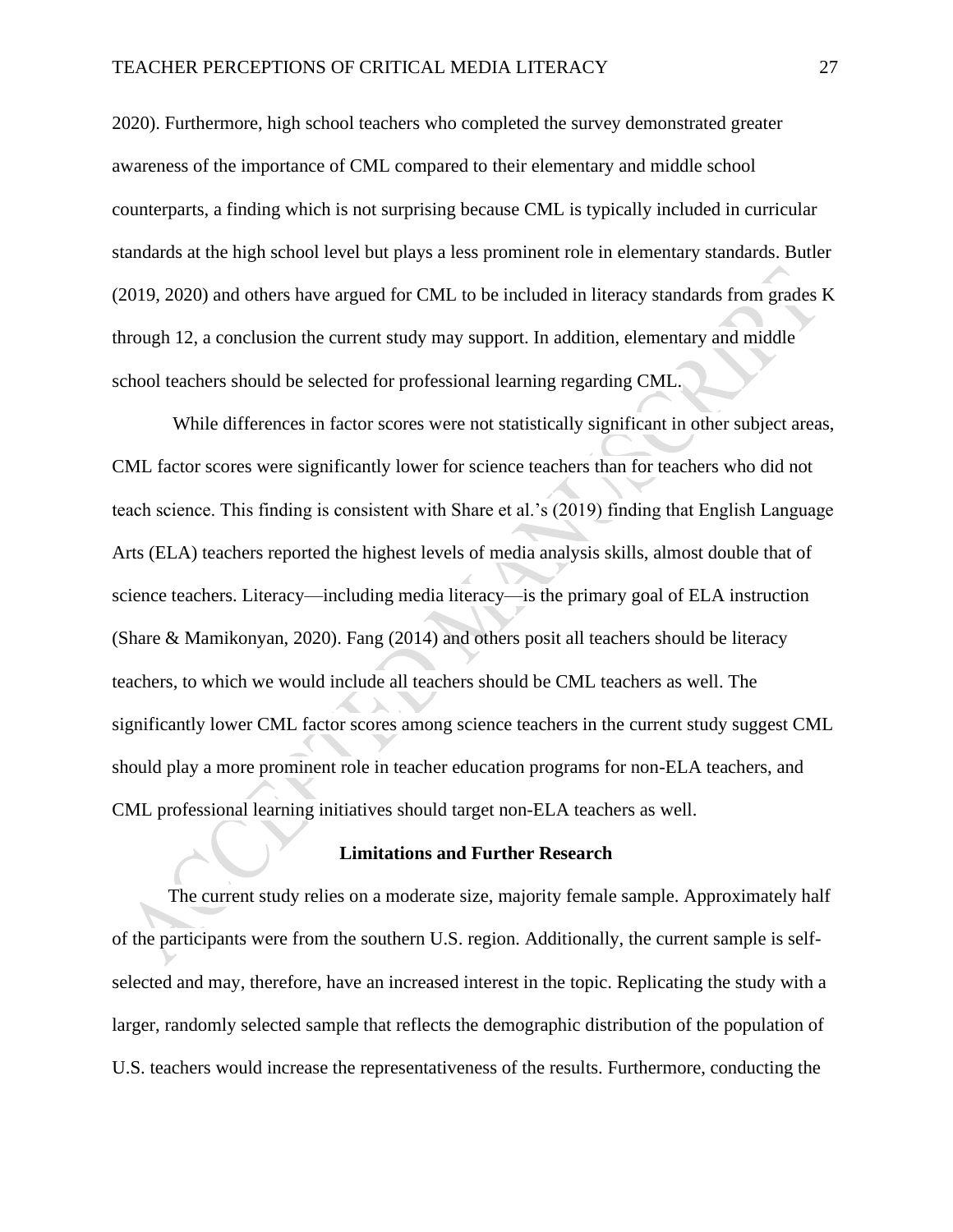2020). Furthermore, high school teachers who completed the survey demonstrated greater awareness of the importance of CML compared to their elementary and middle school counterparts, a finding which is not surprising because CML is typically included in curricular standards at the high school level but plays a less prominent role in elementary standards. Butler (2019, 2020) and others have argued for CML to be included in literacy standards from grades K through 12, a conclusion the current study may support. In addition, elementary and middle school teachers should be selected for professional learning regarding CML.

While differences in factor scores were not statistically significant in other subject areas, CML factor scores were significantly lower for science teachers than for teachers who did not teach science. This finding is consistent with Share et al.'s (2019) finding that English Language Arts (ELA) teachers reported the highest levels of media analysis skills, almost double that of science teachers. Literacy—including media literacy—is the primary goal of ELA instruction (Share & Mamikonyan, 2020). Fang (2014) and others posit all teachers should be literacy teachers, to which we would include all teachers should be CML teachers as well. The significantly lower CML factor scores among science teachers in the current study suggest CML should play a more prominent role in teacher education programs for non-ELA teachers, and CML professional learning initiatives should target non-ELA teachers as well.

## Limitations and Further Research

The current study relies on a moderate size, majority female sample. Approximately half of the participants were from the southern U.S. region. Additionally, the current sample is self-selected and may, therefore, have an increased interest in the topic. Replicating the study with a larger, randomly selected sample that reflects the demographic distribution of the population of U.S. teachers would increase the representativeness of the results. Furthermore, conducting the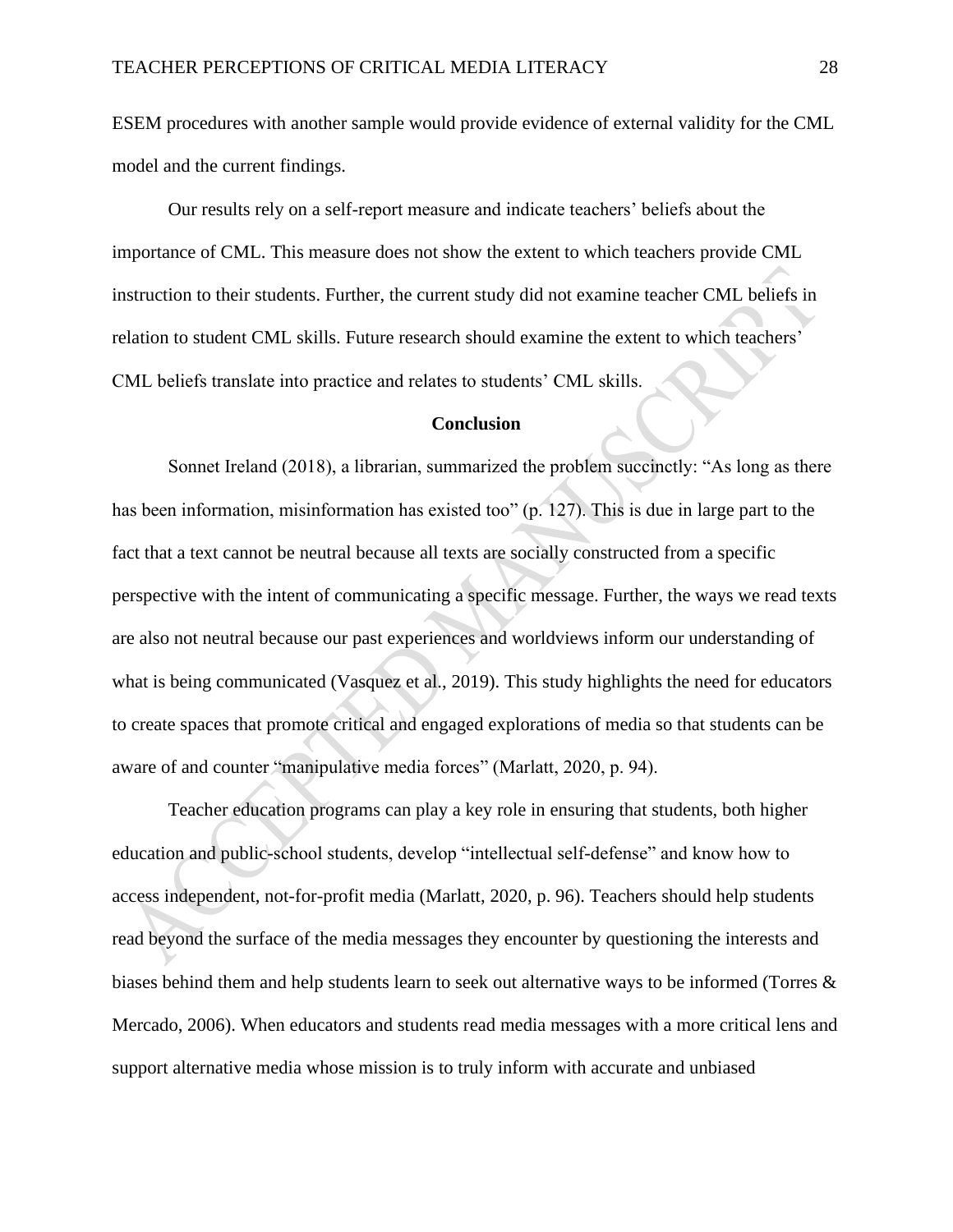ESEM procedures with another sample would provide evidence of external validity for the CML model and the current findings.

Our results rely on a self-report measure and indicate teachers' beliefs about the importance of CML. This measure does not show the extent to which teachers provide CML instruction to their students. Further, the current study did not examine teacher CML beliefs in relation to student CML skills. Future research should examine the extent to which teachers' CML beliefs translate into practice and relates to students' CML skills.

## Conclusion

Sonnet Ireland (2018), a librarian, summarized the problem succinctly: "As long as there has been information, misinformation has existed too" (p. 127). This is due in large part to the fact that a text cannot be neutral because all texts are socially constructed from a specific perspective with the intent of communicating a specific message. Further, the ways we read texts are also not neutral because our past experiences and worldviews inform our understanding of what is being communicated (Vasquez et al., 2019). This study highlights the need for educators to create spaces that promote critical and engaged explorations of media so that students can be aware of and counter "manipulative media forces" (Marlatt, 2020, p. 94).

Teacher education programs can play a key role in ensuring that students, both higher education and public-school students, develop "intellectual self-defense" and know how to access independent, not-for-profit media (Marlatt, 2020, p. 96). Teachers should help students read beyond the surface of the media messages they encounter by questioning the interests and biases behind them and help students learn to seek out alternative ways to be informed (Torres & Mercado, 2006). When educators and students read media messages with a more critical lens and support alternative media whose mission is to truly inform with accurate and unbiased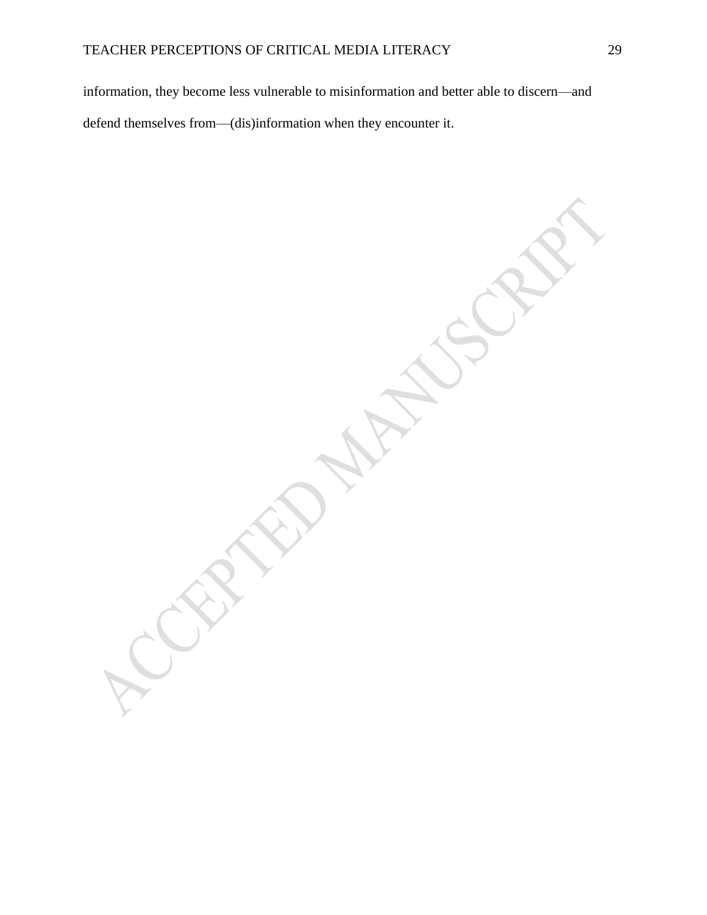information, they become less vulnerable to misinformation and better able to discern—and defend themselves from—(dis)information when they encounter it.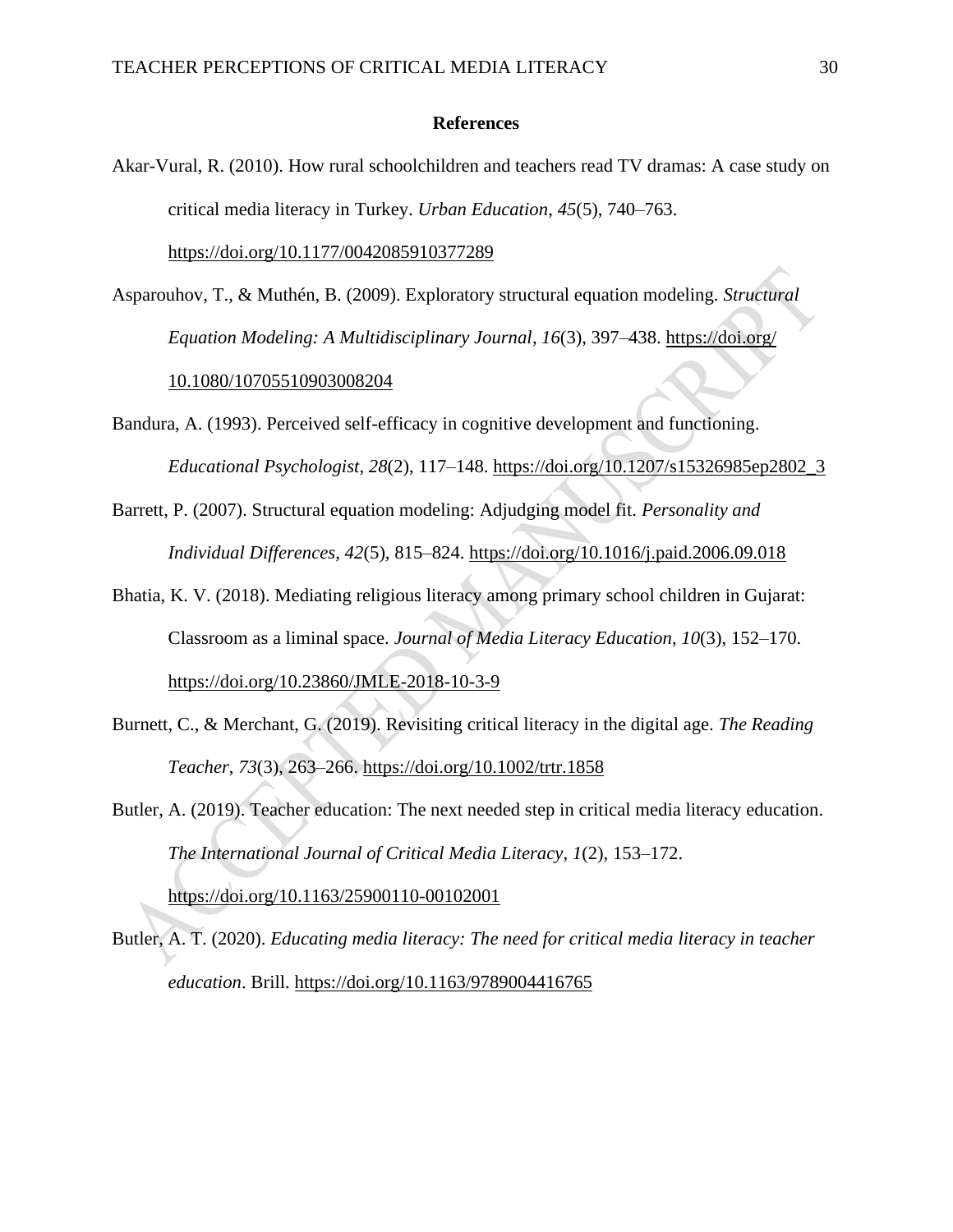**References**

Akar-Vural, R. (2010). How rural schoolchildren and teachers read TV dramas: A case study on critical media literacy in Turkey. *Urban Education*, *45*(5), 740–763. https://doi.org/10.1177/0042085910377289

Asparouhov, T., & Muthén, B. (2009). Exploratory structural equation modeling. *Structural Equation Modeling: A Multidisciplinary Journal*, *16*(3), 397–438. https://doi.org/10.1080/10705510903008204

Bandura, A. (1993). Perceived self-efficacy in cognitive development and functioning. *Educational Psychologist*, *28*(2), 117–148. https://doi.org/10.1207/s15326985ep2802_3

Barrett, P. (2007). Structural equation modeling: Adjudging model fit. *Personality and Individual Differences*, *42*(5), 815–824. https://doi.org/10.1016/j.paid.2006.09.018

Bhatia, K. V. (2018). Mediating religious literacy among primary school children in Gujarat: Classroom as a liminal space. *Journal of Media Literacy Education*, *10*(3), 152–170. https://doi.org/10.23860/JMLE-2018-10-3-9

Burnett, C., & Merchant, G. (2019). Revisiting critical literacy in the digital age. *The Reading Teacher*, *73*(3), 263–266. https://doi.org/10.1002/trtr.1858

Butler, A. (2019). Teacher education: The next needed step in critical media literacy education. *The International Journal of Critical Media Literacy*, *1*(2), 153–172. https://doi.org/10.1163/25900110-00102001

Butler, A. T. (2020). *Educating media literacy: The need for critical media literacy in teacher education*. Brill. https://doi.org/10.1163/9789004416765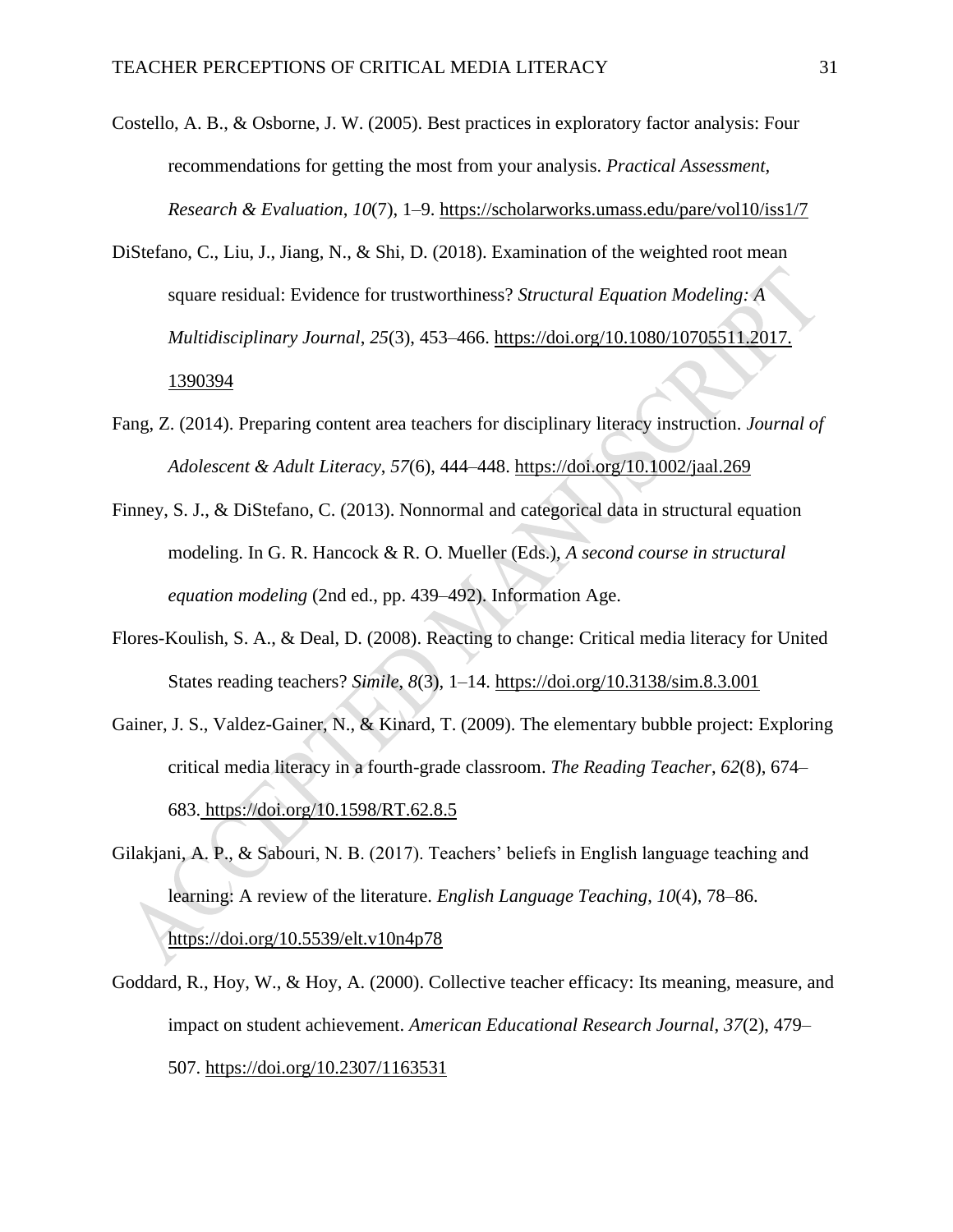Costello, A. B., & Osborne, J. W. (2005). Best practices in exploratory factor analysis: Four recommendations for getting the most from your analysis. *Practical Assessment, Research & Evaluation*, *10*(7), 1–9. https://scholarworks.umass.edu/pare/vol10/iss1/7

DiStefano, C., Liu, J., Jiang, N., & Shi, D. (2018). Examination of the weighted root mean square residual: Evidence for trustworthiness? *Structural Equation Modeling: A Multidisciplinary Journal*, *25*(3), 453–466. https://doi.org/10.1080/10705511.2017.1390394

Fang, Z. (2014). Preparing content area teachers for disciplinary literacy instruction. *Journal of Adolescent & Adult Literacy*, *57*(6), 444–448. https://doi.org/10.1002/jaal.269

Finney, S. J., & DiStefano, C. (2013). Nonnormal and categorical data in structural equation modeling. In G. R. Hancock & R. O. Mueller (Eds.), *A second course in structural equation modeling* (2nd ed., pp. 439–492). Information Age.

Flores-Koulish, S. A., & Deal, D. (2008). Reacting to change: Critical media literacy for United States reading teachers? *Simile*, *8*(3), 1–14. https://doi.org/10.3138/sim.8.3.001

Gainer, J. S., Valdez-Gainer, N., & Kinard, T. (2009). The elementary bubble project: Exploring critical media literacy in a fourth-grade classroom. *The Reading Teacher*, *62*(8), 674–683. https://doi.org/10.1598/RT.62.8.5

Gilakjani, A. P., & Sabouri, N. B. (2017). Teachers' beliefs in English language teaching and learning: A review of the literature. *English Language Teaching*, *10*(4), 78–86. https://doi.org/10.5539/elt.v10n4p78

Goddard, R., Hoy, W., & Hoy, A. (2000). Collective teacher efficacy: Its meaning, measure, and impact on student achievement. *American Educational Research Journal*, *37*(2), 479–507. https://doi.org/10.2307/1163531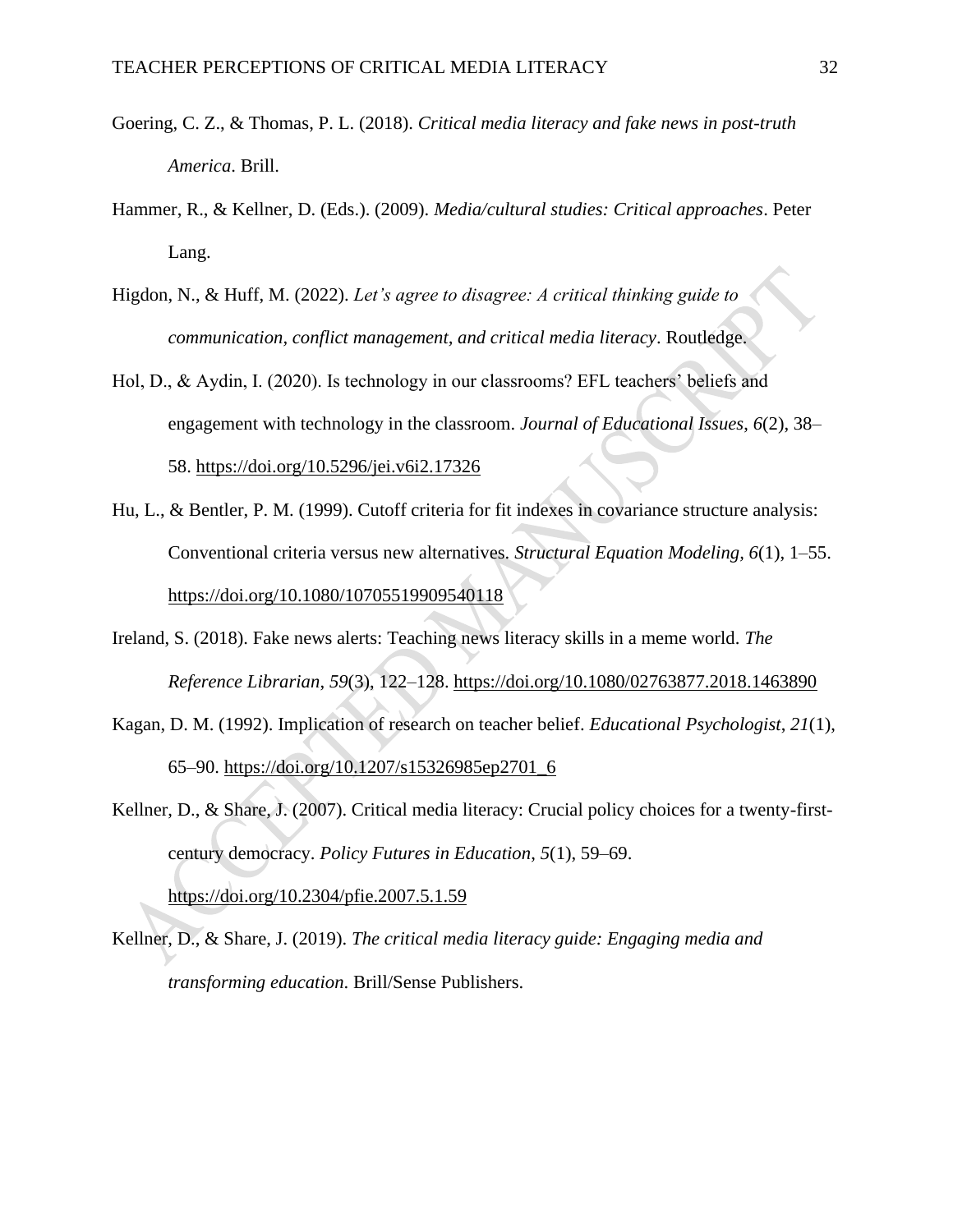Goering, C. Z., & Thomas, P. L. (2018). *Critical media literacy and fake news in post-truth America*. Brill.

Hammer, R., & Kellner, D. (Eds.). (2009). *Media/cultural studies: Critical approaches*. Peter Lang.

Higdon, N., & Huff, M. (2022). *Let's agree to disagree: A critical thinking guide to communication, conflict management, and critical media literacy*. Routledge.

Hol, D., & Aydin, I. (2020). Is technology in our classrooms? EFL teachers' beliefs and engagement with technology in the classroom. *Journal of Educational Issues*, *6*(2), 38–58. https://doi.org/10.5296/jei.v6i2.17326

Hu, L., & Bentler, P. M. (1999). Cutoff criteria for fit indexes in covariance structure analysis: Conventional criteria versus new alternatives. *Structural Equation Modeling*, *6*(1), 1–55. https://doi.org/10.1080/10705519909540118

Ireland, S. (2018). Fake news alerts: Teaching news literacy skills in a meme world. *The Reference Librarian*, *59*(3), 122–128. https://doi.org/10.1080/02763877.2018.1463890

Kagan, D. M. (1992). Implication of research on teacher belief. *Educational Psychologist*, *21*(1), 65–90. https://doi.org/10.1207/s15326985ep2701_6

Kellner, D., & Share, J. (2007). Critical media literacy: Crucial policy choices for a twenty-first-century democracy. *Policy Futures in Education*, *5*(1), 59–69. https://doi.org/10.2304/pfie.2007.5.1.59

Kellner, D., & Share, J. (2019). *The critical media literacy guide: Engaging media and transforming education*. Brill/Sense Publishers.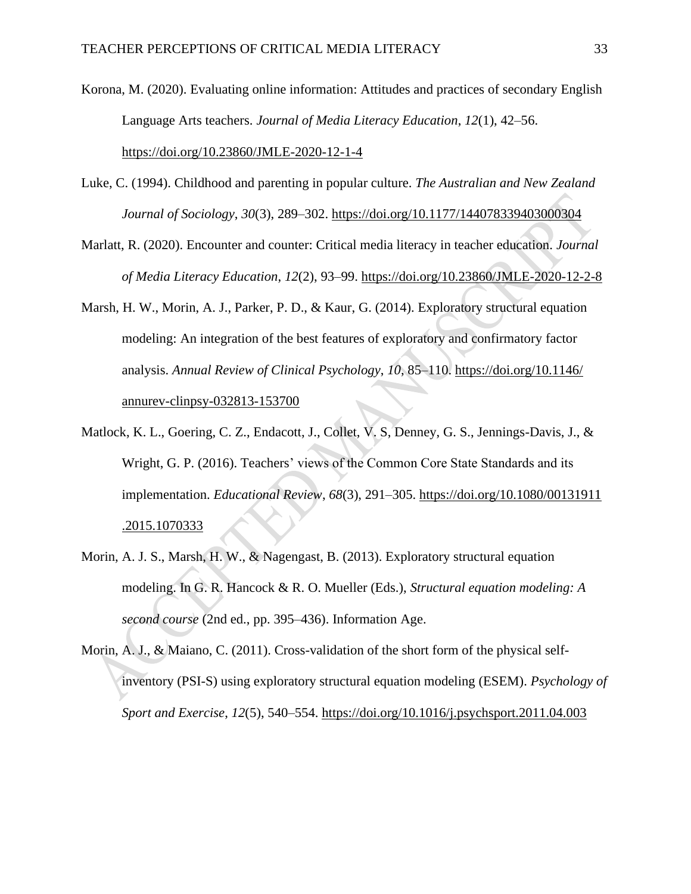Korona, M. (2020). Evaluating online information: Attitudes and practices of secondary English Language Arts teachers. *Journal of Media Literacy Education*, *12*(1), 42–56. https://doi.org/10.23860/JMLE-2020-12-1-4

Luke, C. (1994). Childhood and parenting in popular culture. *The Australian and New Zealand Journal of Sociology*, *30*(3), 289–302. https://doi.org/10.1177/144078339403000304

Marlatt, R. (2020). Encounter and counter: Critical media literacy in teacher education. *Journal of Media Literacy Education*, *12*(2), 93–99. https://doi.org/10.23860/JMLE-2020-12-2-8

Marsh, H. W., Morin, A. J., Parker, P. D., & Kaur, G. (2014). Exploratory structural equation modeling: An integration of the best features of exploratory and confirmatory factor analysis. *Annual Review of Clinical Psychology*, *10*, 85–110. https://doi.org/10.1146/annurev-clinpsy-032813-153700

Matlock, K. L., Goering, C. Z., Endacott, J., Collet, V. S, Denney, G. S., Jennings-Davis, J., & Wright, G. P. (2016). Teachers' views of the Common Core State Standards and its implementation. *Educational Review*, *68*(3), 291–305. https://doi.org/10.1080/00131911.2015.1070333

Morin, A. J. S., Marsh, H. W., & Nagengast, B. (2013). Exploratory structural equation modeling. In G. R. Hancock & R. O. Mueller (Eds.), *Structural equation modeling: A second course* (2nd ed., pp. 395–436). Information Age.

Morin, A. J., & Maiano, C. (2011). Cross-validation of the short form of the physical self-inventory (PSI-S) using exploratory structural equation modeling (ESEM). *Psychology of Sport and Exercise*, *12*(5), 540–554. https://doi.org/10.1016/j.psychsport.2011.04.003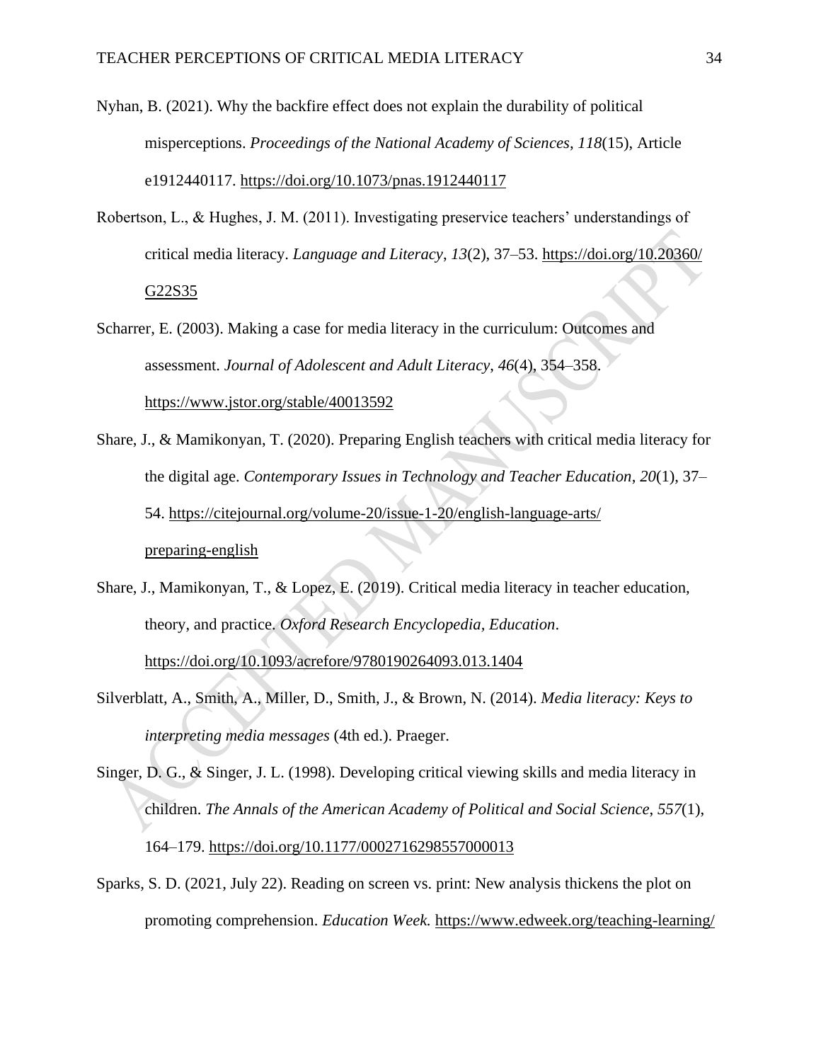Nyhan, B. (2021). Why the backfire effect does not explain the durability of political misperceptions. *Proceedings of the National Academy of Sciences*, *118*(15), Article e1912440117. https://doi.org/10.1073/pnas.1912440117

Robertson, L., & Hughes, J. M. (2011). Investigating preservice teachers' understandings of critical media literacy. *Language and Literacy*, *13*(2), 37–53. https://doi.org/10.20360/G22S35

Scharrer, E. (2003). Making a case for media literacy in the curriculum: Outcomes and assessment. *Journal of Adolescent and Adult Literacy*, *46*(4), 354–358. https://www.jstor.org/stable/40013592

Share, J., & Mamikonyan, T. (2020). Preparing English teachers with critical media literacy for the digital age. *Contemporary Issues in Technology and Teacher Education*, *20*(1), 37–54. https://citejournal.org/volume-20/issue-1-20/english-language-arts/preparing-english

Share, J., Mamikonyan, T., & Lopez, E. (2019). Critical media literacy in teacher education, theory, and practice. *Oxford Research Encyclopedia, Education*. https://doi.org/10.1093/acrefore/9780190264093.013.1404

Silverblatt, A., Smith, A., Miller, D., Smith, J., & Brown, N. (2014). *Media literacy: Keys to interpreting media messages* (4th ed.). Praeger.

Singer, D. G., & Singer, J. L. (1998). Developing critical viewing skills and media literacy in children. *The Annals of the American Academy of Political and Social Science*, *557*(1), 164–179. https://doi.org/10.1177/0002716298557000013

Sparks, S. D. (2021, July 22). Reading on screen vs. print: New analysis thickens the plot on promoting comprehension. *Education Week.* https://www.edweek.org/teaching-learning/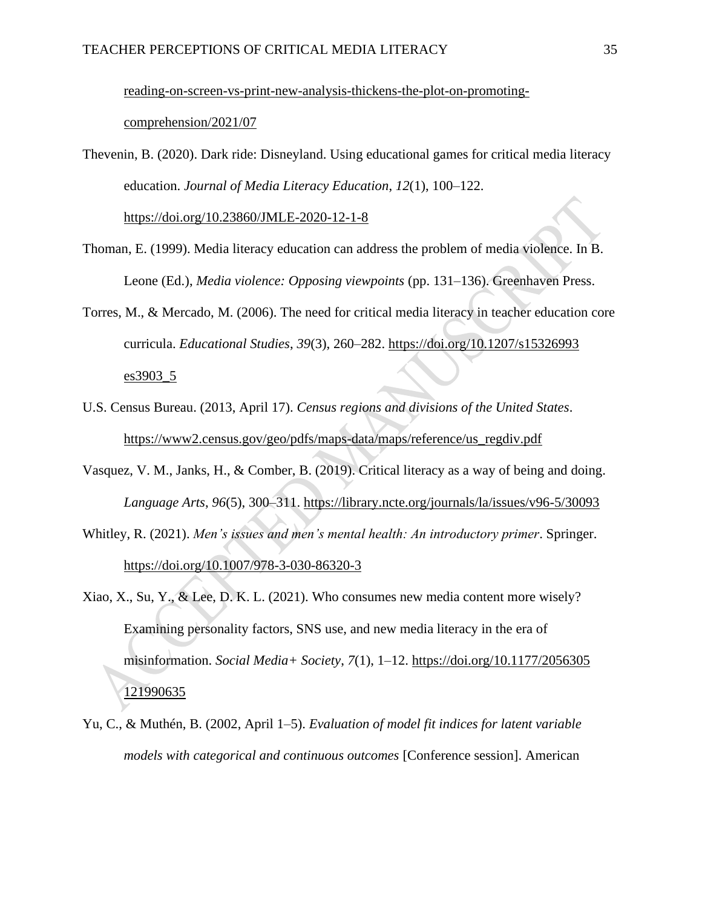reading-on-screen-vs-print-new-analysis-thickens-the-plot-on-promoting-comprehension/2021/07

Thevenin, B. (2020). Dark ride: Disneyland. Using educational games for critical media literacy education. *Journal of Media Literacy Education*, *12*(1), 100–122. https://doi.org/10.23860/JMLE-2020-12-1-8

Thoman, E. (1999). Media literacy education can address the problem of media violence. In B. Leone (Ed.), *Media violence: Opposing viewpoints* (pp. 131–136). Greenhaven Press.

Torres, M., & Mercado, M. (2006). The need for critical media literacy in teacher education core curricula. *Educational Studies*, *39*(3), 260–282. https://doi.org/10.1207/s15326993es3903_5

U.S. Census Bureau. (2013, April 17). *Census regions and divisions of the United States*. https://www2.census.gov/geo/pdfs/maps-data/maps/reference/us_regdiv.pdf

Vasquez, V. M., Janks, H., & Comber, B. (2019). Critical literacy as a way of being and doing. *Language Arts*, *96*(5), 300–311. https://library.ncte.org/journals/la/issues/v96-5/30093

Whitley, R. (2021). *Men's issues and men's mental health: An introductory primer*. Springer. https://doi.org/10.1007/978-3-030-86320-3

Xiao, X., Su, Y., & Lee, D. K. L. (2021). Who consumes new media content more wisely? Examining personality factors, SNS use, and new media literacy in the era of misinformation. *Social Media+ Society*, *7*(1), 1–12. https://doi.org/10.1177/2056305121990635

Yu, C., & Muthén, B. (2002, April 1–5). *Evaluation of model fit indices for latent variable models with categorical and continuous outcomes* [Conference session]. American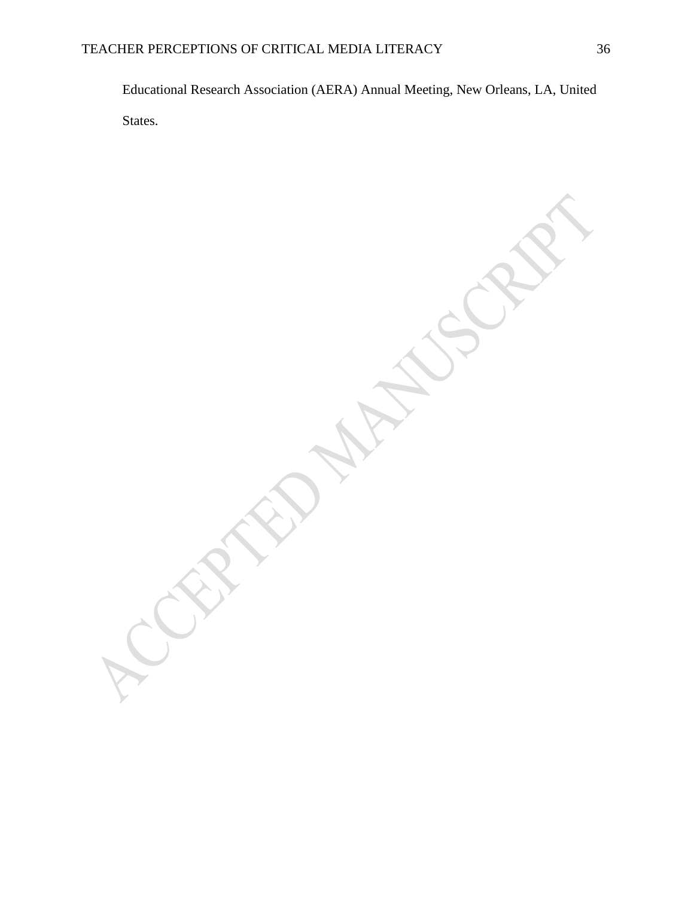Educational Research Association (AERA) Annual Meeting, New Orleans, LA, United States.